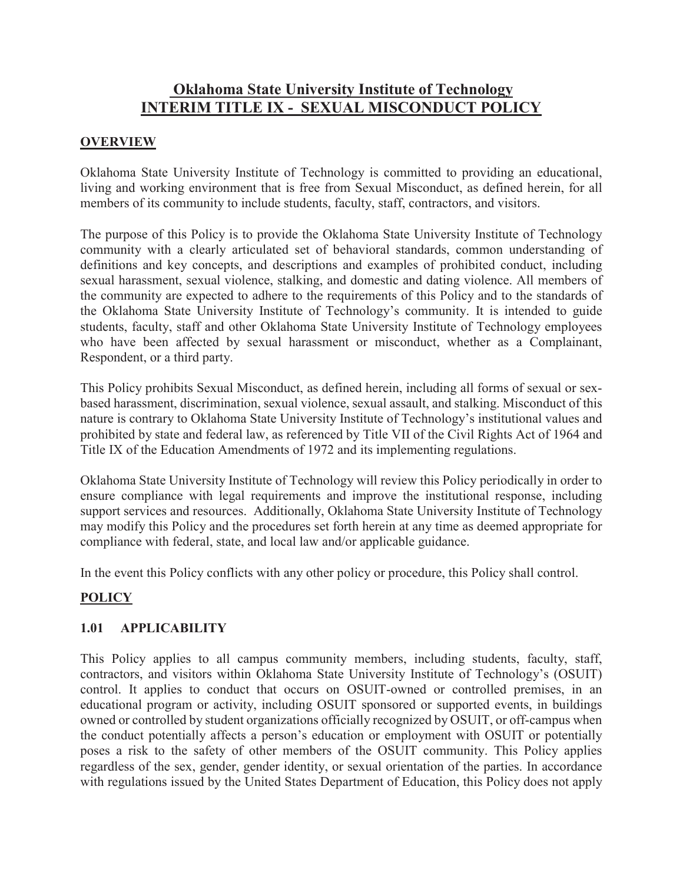# Oklahoma State University Institute of Technology
# INTERIM TITLE IX - SEXUAL MISCONDUCT POLICY

## OVERVIEW

Oklahoma State University Institute of Technology is committed to providing an educational, living and working environment that is free from Sexual Misconduct, as defined herein, for all members of its community to include students, faculty, staff, contractors, and visitors.

The purpose of this Policy is to provide the Oklahoma State University Institute of Technology community with a clearly articulated set of behavioral standards, common understanding of definitions and key concepts, and descriptions and examples of prohibited conduct, including sexual harassment, sexual violence, stalking, and domestic and dating violence. All members of the community are expected to adhere to the requirements of this Policy and to the standards of the Oklahoma State University Institute of Technology's community. It is intended to guide students, faculty, staff and other Oklahoma State University Institute of Technology employees who have been affected by sexual harassment or misconduct, whether as a Complainant, Respondent, or a third party.

This Policy prohibits Sexual Misconduct, as defined herein, including all forms of sexual or sex-based harassment, discrimination, sexual violence, sexual assault, and stalking. Misconduct of this nature is contrary to Oklahoma State University Institute of Technology's institutional values and prohibited by state and federal law, as referenced by Title VII of the Civil Rights Act of 1964 and Title IX of the Education Amendments of 1972 and its implementing regulations.

Oklahoma State University Institute of Technology will review this Policy periodically in order to ensure compliance with legal requirements and improve the institutional response, including support services and resources. Additionally, Oklahoma State University Institute of Technology may modify this Policy and the procedures set forth herein at any time as deemed appropriate for compliance with federal, state, and local law and/or applicable guidance.

In the event this Policy conflicts with any other policy or procedure, this Policy shall control.

## POLICY

### 1.01 APPLICABILITY

This Policy applies to all campus community members, including students, faculty, staff, contractors, and visitors within Oklahoma State University Institute of Technology's (OSUIT) control. It applies to conduct that occurs on OSUIT-owned or controlled premises, in an educational program or activity, including OSUIT sponsored or supported events, in buildings owned or controlled by student organizations officially recognized by OSUIT, or off-campus when the conduct potentially affects a person's education or employment with OSUIT or potentially poses a risk to the safety of other members of the OSUIT community. This Policy applies regardless of the sex, gender, gender identity, or sexual orientation of the parties. In accordance with regulations issued by the United States Department of Education, this Policy does not apply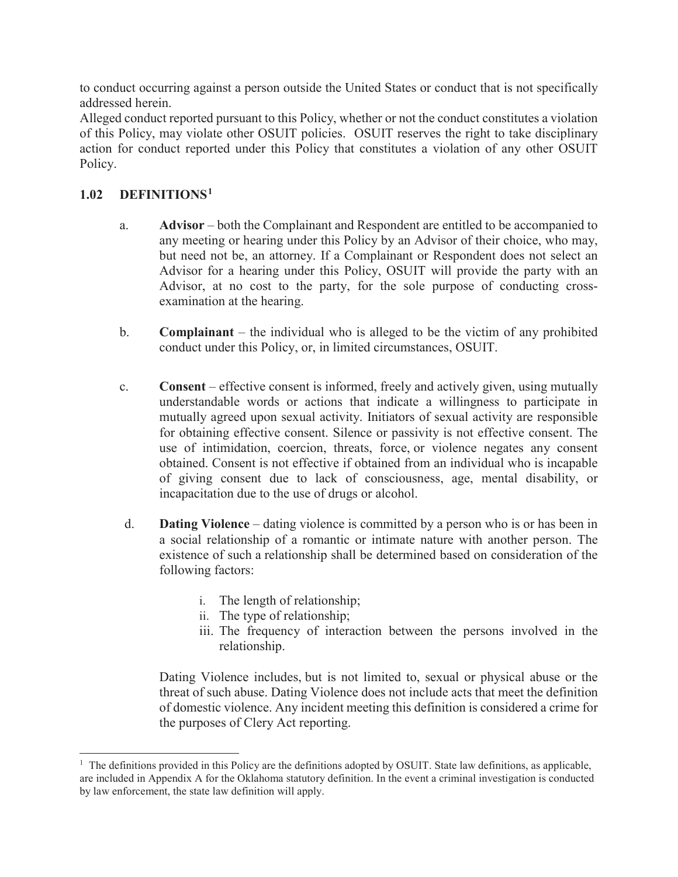to conduct occurring against a person outside the United States or conduct that is not specifically addressed herein.

Alleged conduct reported pursuant to this Policy, whether or not the conduct constitutes a violation of this Policy, may violate other OSUIT policies. OSUIT reserves the right to take disciplinary action for conduct reported under this Policy that constitutes a violation of any other OSUIT Policy.

## 1.02 DEFINITIONS[1]

a. **Advisor** – both the Complainant and Respondent are entitled to be accompanied to any meeting or hearing under this Policy by an Advisor of their choice, who may, but need not be, an attorney. If a Complainant or Respondent does not select an Advisor for a hearing under this Policy, OSUIT will provide the party with an Advisor, at no cost to the party, for the sole purpose of conducting cross-examination at the hearing.

b. **Complainant** – the individual who is alleged to be the victim of any prohibited conduct under this Policy, or, in limited circumstances, OSUIT.

c. **Consent** – effective consent is informed, freely and actively given, using mutually understandable words or actions that indicate a willingness to participate in mutually agreed upon sexual activity. Initiators of sexual activity are responsible for obtaining effective consent. Silence or passivity is not effective consent. The use of intimidation, coercion, threats, force, or violence negates any consent obtained. Consent is not effective if obtained from an individual who is incapable of giving consent due to lack of consciousness, age, mental disability, or incapacitation due to the use of drugs or alcohol.

d. **Dating Violence** – dating violence is committed by a person who is or has been in a social relationship of a romantic or intimate nature with another person. The existence of such a relationship shall be determined based on consideration of the following factors:

   i. The length of relationship;
   ii. The type of relationship;
   iii. The frequency of interaction between the persons involved in the relationship.

   Dating Violence includes, but is not limited to, sexual or physical abuse or the threat of such abuse. Dating Violence does not include acts that meet the definition of domestic violence. Any incident meeting this definition is considered a crime for the purposes of Clery Act reporting.

[1] The definitions provided in this Policy are the definitions adopted by OSUIT. State law definitions, as applicable, are included in Appendix A for the Oklahoma statutory definition. In the event a criminal investigation is conducted by law enforcement, the state law definition will apply.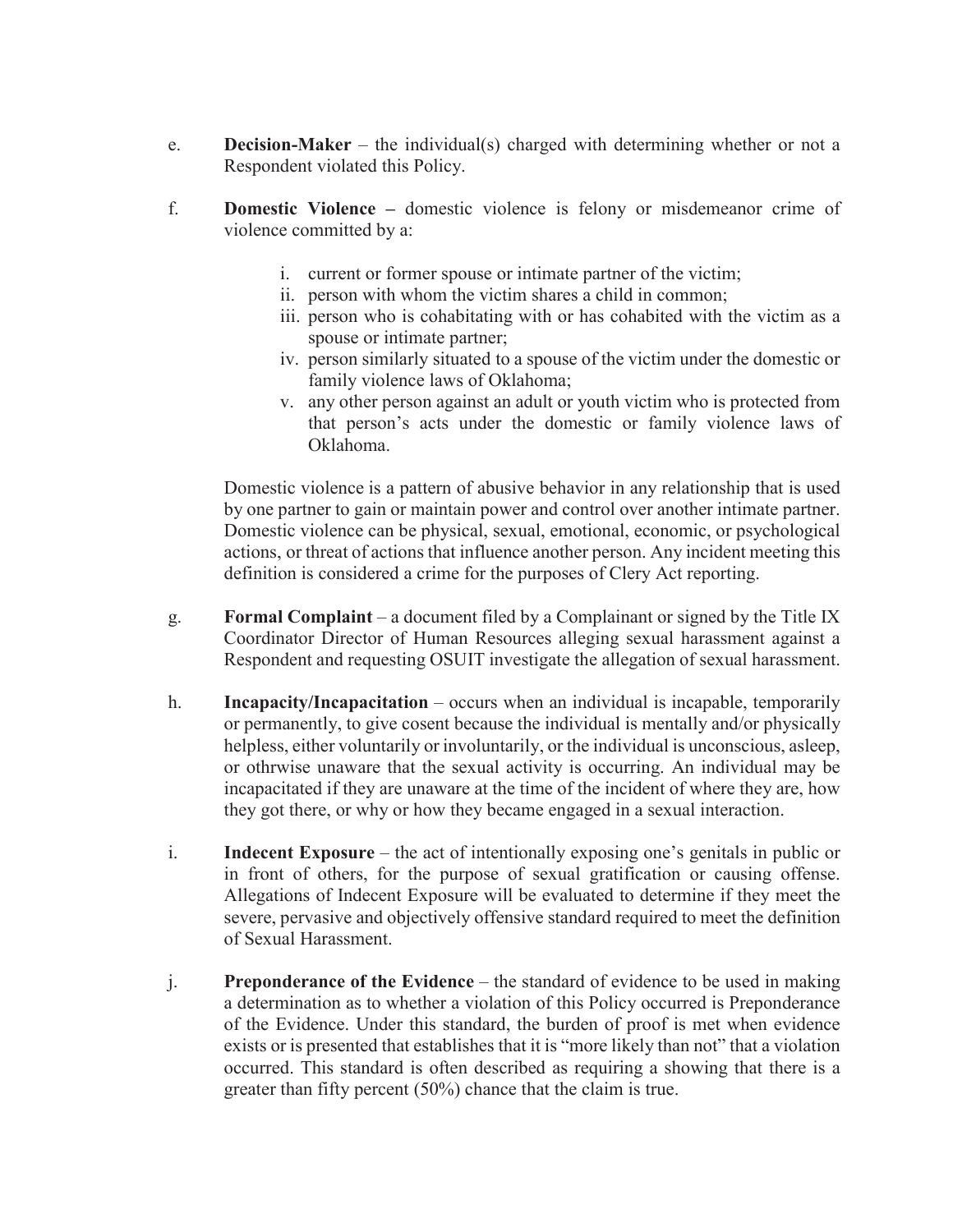e. **Decision-Maker** – the individual(s) charged with determining whether or not a Respondent violated this Policy.

f. **Domestic Violence –** domestic violence is felony or misdemeanor crime of violence committed by a:

   i. current or former spouse or intimate partner of the victim;
   ii. person with whom the victim shares a child in common;
   iii. person who is cohabitating with or has cohabited with the victim as a spouse or intimate partner;
   iv. person similarly situated to a spouse of the victim under the domestic or family violence laws of Oklahoma;
   v. any other person against an adult or youth victim who is protected from that person's acts under the domestic or family violence laws of Oklahoma.

   Domestic violence is a pattern of abusive behavior in any relationship that is used by one partner to gain or maintain power and control over another intimate partner. Domestic violence can be physical, sexual, emotional, economic, or psychological actions, or threat of actions that influence another person. Any incident meeting this definition is considered a crime for the purposes of Clery Act reporting.

g. **Formal Complaint** – a document filed by a Complainant or signed by the Title IX Coordinator Director of Human Resources alleging sexual harassment against a Respondent and requesting OSUIT investigate the allegation of sexual harassment.

h. **Incapacity/Incapacitation** – occurs when an individual is incapable, temporarily or permanently, to give cosent because the individual is mentally and/or physically helpless, either voluntarily or involuntarily, or the individual is unconscious, asleep, or othrwise unaware that the sexual activity is occurring. An individual may be incapacitated if they are unaware at the time of the incident of where they are, how they got there, or why or how they became engaged in a sexual interaction.

i. **Indecent Exposure** – the act of intentionally exposing one's genitals in public or in front of others, for the purpose of sexual gratification or causing offense. Allegations of Indecent Exposure will be evaluated to determine if they meet the severe, pervasive and objectively offensive standard required to meet the definition of Sexual Harassment.

j. **Preponderance of the Evidence** – the standard of evidence to be used in making a determination as to whether a violation of this Policy occurred is Preponderance of the Evidence. Under this standard, the burden of proof is met when evidence exists or is presented that establishes that it is "more likely than not" that a violation occurred. This standard is often described as requiring a showing that there is a greater than fifty percent (50%) chance that the claim is true.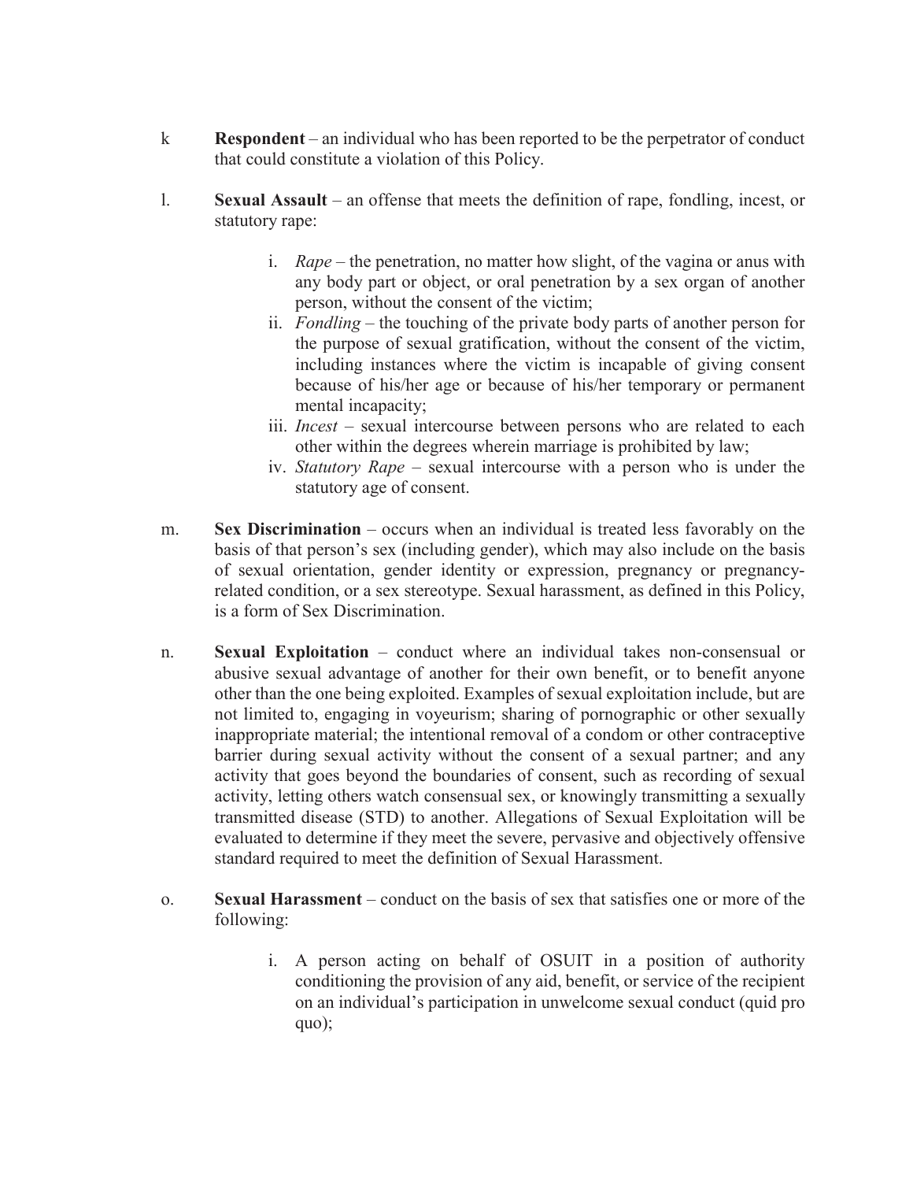k **Respondent** – an individual who has been reported to be the perpetrator of conduct that could constitute a violation of this Policy.

l. **Sexual Assault** – an offense that meets the definition of rape, fondling, incest, or statutory rape:

   i. *Rape* – the penetration, no matter how slight, of the vagina or anus with any body part or object, or oral penetration by a sex organ of another person, without the consent of the victim;
   ii. *Fondling* – the touching of the private body parts of another person for the purpose of sexual gratification, without the consent of the victim, including instances where the victim is incapable of giving consent because of his/her age or because of his/her temporary or permanent mental incapacity;
   iii. *Incest* – sexual intercourse between persons who are related to each other within the degrees wherein marriage is prohibited by law;
   iv. *Statutory Rape* – sexual intercourse with a person who is under the statutory age of consent.

m. **Sex Discrimination** – occurs when an individual is treated less favorably on the basis of that person's sex (including gender), which may also include on the basis of sexual orientation, gender identity or expression, pregnancy or pregnancy-related condition, or a sex stereotype. Sexual harassment, as defined in this Policy, is a form of Sex Discrimination.

n. **Sexual Exploitation** – conduct where an individual takes non-consensual or abusive sexual advantage of another for their own benefit, or to benefit anyone other than the one being exploited. Examples of sexual exploitation include, but are not limited to, engaging in voyeurism; sharing of pornographic or other sexually inappropriate material; the intentional removal of a condom or other contraceptive barrier during sexual activity without the consent of a sexual partner; and any activity that goes beyond the boundaries of consent, such as recording of sexual activity, letting others watch consensual sex, or knowingly transmitting a sexually transmitted disease (STD) to another. Allegations of Sexual Exploitation will be evaluated to determine if they meet the severe, pervasive and objectively offensive standard required to meet the definition of Sexual Harassment.

o. **Sexual Harassment** – conduct on the basis of sex that satisfies one or more of the following:

   i. A person acting on behalf of OSUIT in a position of authority conditioning the provision of any aid, benefit, or service of the recipient on an individual's participation in unwelcome sexual conduct (quid pro quo);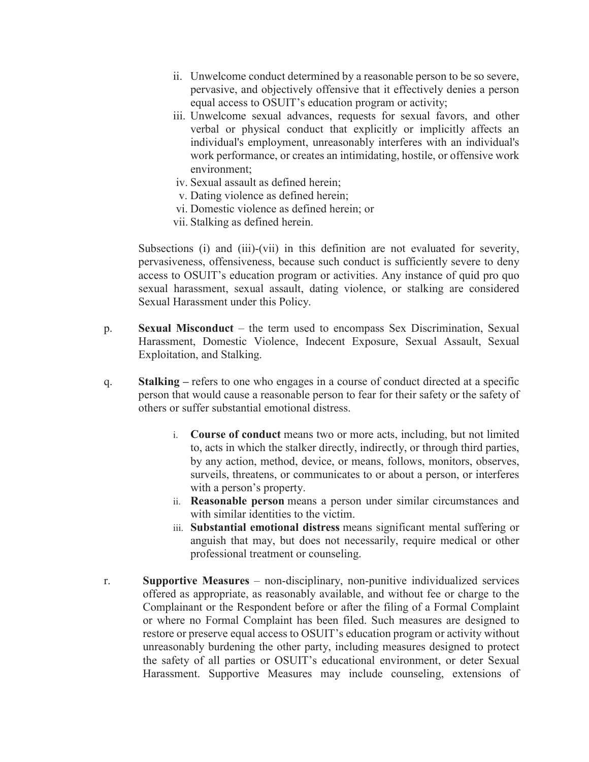ii. Unwelcome conduct determined by a reasonable person to be so severe, pervasive, and objectively offensive that it effectively denies a person equal access to OSUIT's education program or activity;

iii. Unwelcome sexual advances, requests for sexual favors, and other verbal or physical conduct that explicitly or implicitly affects an individual's employment, unreasonably interferes with an individual's work performance, or creates an intimidating, hostile, or offensive work environment;

iv. Sexual assault as defined herein;

v. Dating violence as defined herein;

vi. Domestic violence as defined herein; or

vii. Stalking as defined herein.

Subsections (i) and (iii)-(vii) in this definition are not evaluated for severity, pervasiveness, offensiveness, because such conduct is sufficiently severe to deny access to OSUIT's education program or activities. Any instance of quid pro quo sexual harassment, sexual assault, dating violence, or stalking are considered Sexual Harassment under this Policy.

p. **Sexual Misconduct** – the term used to encompass Sex Discrimination, Sexual Harassment, Domestic Violence, Indecent Exposure, Sexual Assault, Sexual Exploitation, and Stalking.

q. **Stalking –** refers to one who engages in a course of conduct directed at a specific person that would cause a reasonable person to fear for their safety or the safety of others or suffer substantial emotional distress.

i. **Course of conduct** means two or more acts, including, but not limited to, acts in which the stalker directly, indirectly, or through third parties, by any action, method, device, or means, follows, monitors, observes, surveils, threatens, or communicates to or about a person, or interferes with a person's property.

ii. **Reasonable person** means a person under similar circumstances and with similar identities to the victim.

iii. **Substantial emotional distress** means significant mental suffering or anguish that may, but does not necessarily, require medical or other professional treatment or counseling.

r. **Supportive Measures** – non-disciplinary, non-punitive individualized services offered as appropriate, as reasonably available, and without fee or charge to the Complainant or the Respondent before or after the filing of a Formal Complaint or where no Formal Complaint has been filed. Such measures are designed to restore or preserve equal access to OSUIT's education program or activity without unreasonably burdening the other party, including measures designed to protect the safety of all parties or OSUIT's educational environment, or deter Sexual Harassment. Supportive Measures may include counseling, extensions of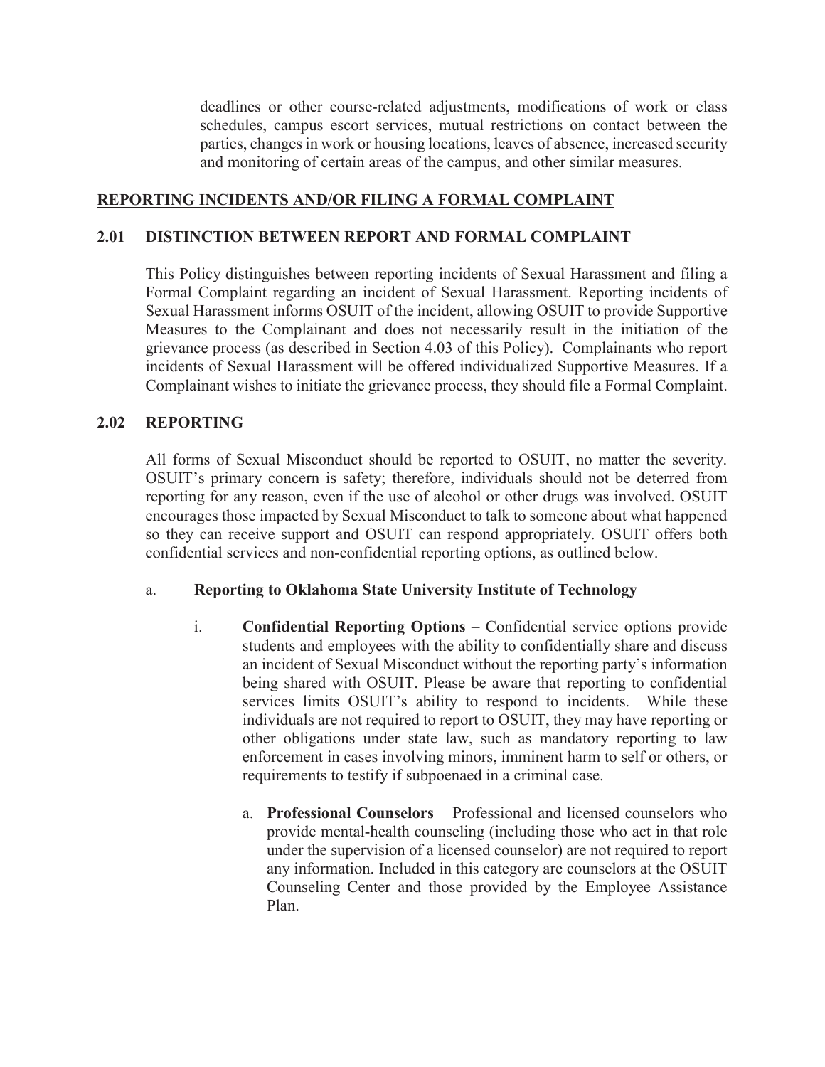deadlines or other course-related adjustments, modifications of work or class schedules, campus escort services, mutual restrictions on contact between the parties, changes in work or housing locations, leaves of absence, increased security and monitoring of certain areas of the campus, and other similar measures.

## REPORTING INCIDENTS AND/OR FILING A FORMAL COMPLAINT

### 2.01 DISTINCTION BETWEEN REPORT AND FORMAL COMPLAINT

This Policy distinguishes between reporting incidents of Sexual Harassment and filing a Formal Complaint regarding an incident of Sexual Harassment. Reporting incidents of Sexual Harassment informs OSUIT of the incident, allowing OSUIT to provide Supportive Measures to the Complainant and does not necessarily result in the initiation of the grievance process (as described in Section 4.03 of this Policy). Complainants who report incidents of Sexual Harassment will be offered individualized Supportive Measures. If a Complainant wishes to initiate the grievance process, they should file a Formal Complaint.

### 2.02 REPORTING

All forms of Sexual Misconduct should be reported to OSUIT, no matter the severity. OSUIT's primary concern is safety; therefore, individuals should not be deterred from reporting for any reason, even if the use of alcohol or other drugs was involved. OSUIT encourages those impacted by Sexual Misconduct to talk to someone about what happened so they can receive support and OSUIT can respond appropriately. OSUIT offers both confidential services and non-confidential reporting options, as outlined below.

a. **Reporting to Oklahoma State University Institute of Technology**

i. **Confidential Reporting Options** – Confidential service options provide students and employees with the ability to confidentially share and discuss an incident of Sexual Misconduct without the reporting party's information being shared with OSUIT. Please be aware that reporting to confidential services limits OSUIT's ability to respond to incidents. While these individuals are not required to report to OSUIT, they may have reporting or other obligations under state law, such as mandatory reporting to law enforcement in cases involving minors, imminent harm to self or others, or requirements to testify if subpoenaed in a criminal case.

a. **Professional Counselors** – Professional and licensed counselors who provide mental-health counseling (including those who act in that role under the supervision of a licensed counselor) are not required to report any information. Included in this category are counselors at the OSUIT Counseling Center and those provided by the Employee Assistance Plan.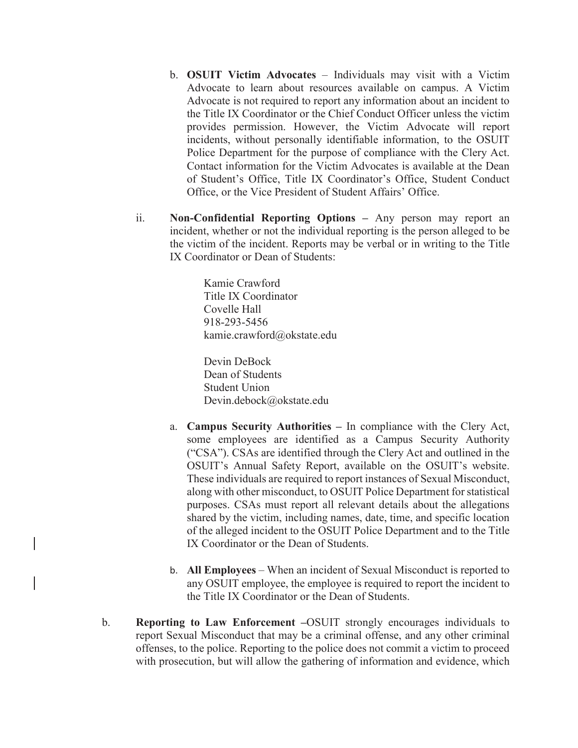b. **OSUIT Victim Advocates** – Individuals may visit with a Victim Advocate to learn about resources available on campus. A Victim Advocate is not required to report any information about an incident to the Title IX Coordinator or the Chief Conduct Officer unless the victim provides permission. However, the Victim Advocate will report incidents, without personally identifiable information, to the OSUIT Police Department for the purpose of compliance with the Clery Act. Contact information for the Victim Advocates is available at the Dean of Student's Office, Title IX Coordinator's Office, Student Conduct Office, or the Vice President of Student Affairs' Office.

ii. **Non-Confidential Reporting Options –** Any person may report an incident, whether or not the individual reporting is the person alleged to be the victim of the incident. Reports may be verbal or in writing to the Title IX Coordinator or Dean of Students:

Kamie Crawford
Title IX Coordinator
Covelle Hall
918-293-5456
kamie.crawford@okstate.edu

Devin DeBock
Dean of Students
Student Union
Devin.debock@okstate.edu

a. **Campus Security Authorities –** In compliance with the Clery Act, some employees are identified as a Campus Security Authority ("CSA"). CSAs are identified through the Clery Act and outlined in the OSUIT's Annual Safety Report, available on the OSUIT's website. These individuals are required to report instances of Sexual Misconduct, along with other misconduct, to OSUIT Police Department for statistical purposes. CSAs must report all relevant details about the allegations shared by the victim, including names, date, time, and specific location of the alleged incident to the OSUIT Police Department and to the Title IX Coordinator or the Dean of Students.

b. **All Employees** – When an incident of Sexual Misconduct is reported to any OSUIT employee, the employee is required to report the incident to the Title IX Coordinator or the Dean of Students.

b. **Reporting to Law Enforcement –**OSUIT strongly encourages individuals to report Sexual Misconduct that may be a criminal offense, and any other criminal offenses, to the police. Reporting to the police does not commit a victim to proceed with prosecution, but will allow the gathering of information and evidence, which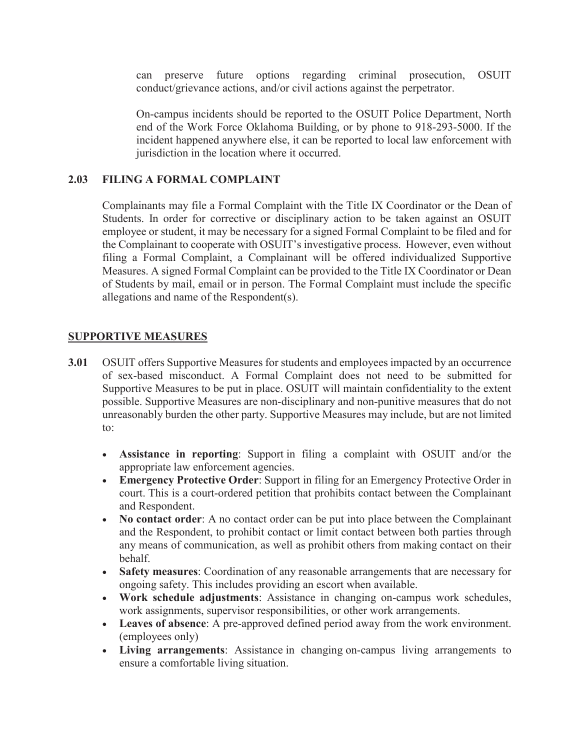can preserve future options regarding criminal prosecution, OSUIT conduct/grievance actions, and/or civil actions against the perpetrator.

On-campus incidents should be reported to the OSUIT Police Department, North end of the Work Force Oklahoma Building, or by phone to 918-293-5000. If the incident happened anywhere else, it can be reported to local law enforcement with jurisdiction in the location where it occurred.

**2.03 FILING A FORMAL COMPLAINT**

Complainants may file a Formal Complaint with the Title IX Coordinator or the Dean of Students. In order for corrective or disciplinary action to be taken against an OSUIT employee or student, it may be necessary for a signed Formal Complaint to be filed and for the Complainant to cooperate with OSUIT's investigative process. However, even without filing a Formal Complaint, a Complainant will be offered individualized Supportive Measures. A signed Formal Complaint can be provided to the Title IX Coordinator or Dean of Students by mail, email or in person. The Formal Complaint must include the specific allegations and name of the Respondent(s).

## SUPPORTIVE MEASURES

**3.01** OSUIT offers Supportive Measures for students and employees impacted by an occurrence of sex-based misconduct. A Formal Complaint does not need to be submitted for Supportive Measures to be put in place. OSUIT will maintain confidentiality to the extent possible. Supportive Measures are non-disciplinary and non-punitive measures that do not unreasonably burden the other party. Supportive Measures may include, but are not limited to:

- **Assistance in reporting**: Support in filing a complaint with OSUIT and/or the appropriate law enforcement agencies.
- **Emergency Protective Order**: Support in filing for an Emergency Protective Order in court. This is a court-ordered petition that prohibits contact between the Complainant and Respondent.
- **No contact order**: A no contact order can be put into place between the Complainant and the Respondent, to prohibit contact or limit contact between both parties through any means of communication, as well as prohibit others from making contact on their behalf.
- **Safety measures**: Coordination of any reasonable arrangements that are necessary for ongoing safety. This includes providing an escort when available.
- **Work schedule adjustments**: Assistance in changing on-campus work schedules, work assignments, supervisor responsibilities, or other work arrangements.
- **Leaves of absence**: A pre-approved defined period away from the work environment. (employees only)
- **Living arrangements**: Assistance in changing on-campus living arrangements to ensure a comfortable living situation.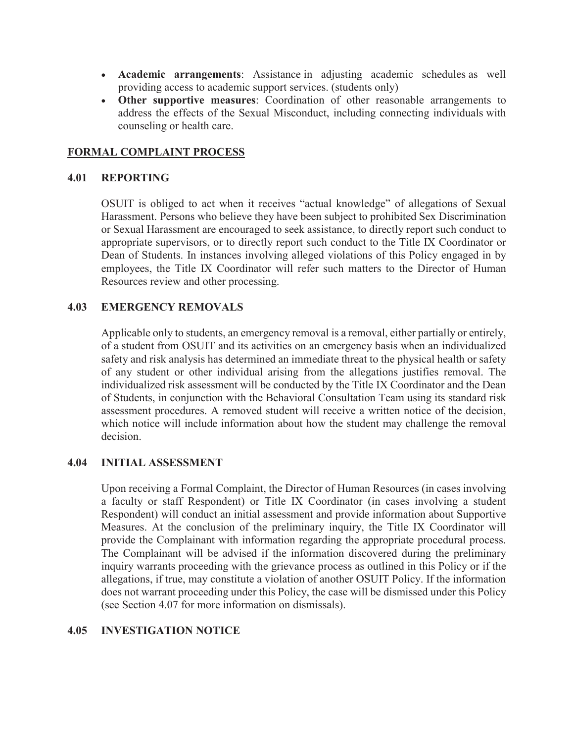- **Academic arrangements**: Assistance in adjusting academic schedules as well providing access to academic support services. (students only)
- **Other supportive measures**: Coordination of other reasonable arrangements to address the effects of the Sexual Misconduct, including connecting individuals with counseling or health care.

## FORMAL COMPLAINT PROCESS

### 4.01 REPORTING

OSUIT is obliged to act when it receives "actual knowledge" of allegations of Sexual Harassment. Persons who believe they have been subject to prohibited Sex Discrimination or Sexual Harassment are encouraged to seek assistance, to directly report such conduct to appropriate supervisors, or to directly report such conduct to the Title IX Coordinator or Dean of Students. In instances involving alleged violations of this Policy engaged in by employees, the Title IX Coordinator will refer such matters to the Director of Human Resources review and other processing.

### 4.03 EMERGENCY REMOVALS

Applicable only to students, an emergency removal is a removal, either partially or entirely, of a student from OSUIT and its activities on an emergency basis when an individualized safety and risk analysis has determined an immediate threat to the physical health or safety of any student or other individual arising from the allegations justifies removal. The individualized risk assessment will be conducted by the Title IX Coordinator and the Dean of Students, in conjunction with the Behavioral Consultation Team using its standard risk assessment procedures. A removed student will receive a written notice of the decision, which notice will include information about how the student may challenge the removal decision.

### 4.04 INITIAL ASSESSMENT

Upon receiving a Formal Complaint, the Director of Human Resources (in cases involving a faculty or staff Respondent) or Title IX Coordinator (in cases involving a student Respondent) will conduct an initial assessment and provide information about Supportive Measures. At the conclusion of the preliminary inquiry, the Title IX Coordinator will provide the Complainant with information regarding the appropriate procedural process. The Complainant will be advised if the information discovered during the preliminary inquiry warrants proceeding with the grievance process as outlined in this Policy or if the allegations, if true, may constitute a violation of another OSUIT Policy. If the information does not warrant proceeding under this Policy, the case will be dismissed under this Policy (see Section 4.07 for more information on dismissals).

### 4.05 INVESTIGATION NOTICE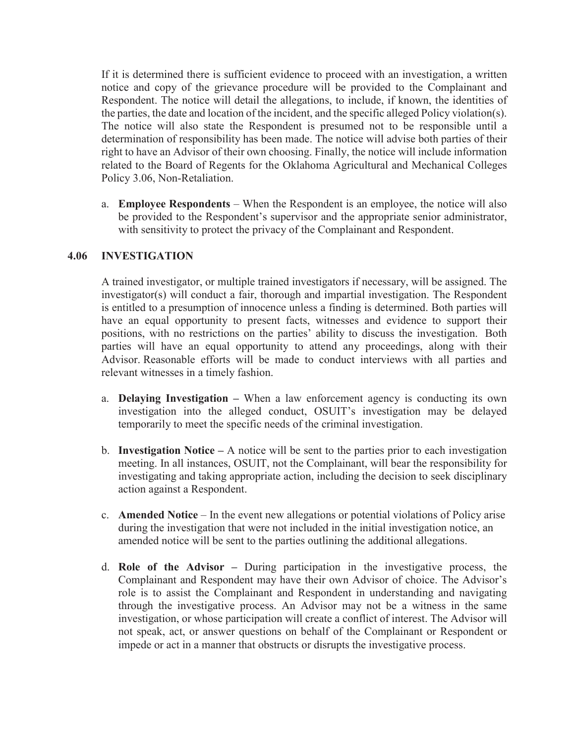If it is determined there is sufficient evidence to proceed with an investigation, a written notice and copy of the grievance procedure will be provided to the Complainant and Respondent. The notice will detail the allegations, to include, if known, the identities of the parties, the date and location of the incident, and the specific alleged Policy violation(s). The notice will also state the Respondent is presumed not to be responsible until a determination of responsibility has been made. The notice will advise both parties of their right to have an Advisor of their own choosing. Finally, the notice will include information related to the Board of Regents for the Oklahoma Agricultural and Mechanical Colleges Policy 3.06, Non-Retaliation.

a. **Employee Respondents** – When the Respondent is an employee, the notice will also be provided to the Respondent's supervisor and the appropriate senior administrator, with sensitivity to protect the privacy of the Complainant and Respondent.

### 4.06 INVESTIGATION

A trained investigator, or multiple trained investigators if necessary, will be assigned. The investigator(s) will conduct a fair, thorough and impartial investigation. The Respondent is entitled to a presumption of innocence unless a finding is determined. Both parties will have an equal opportunity to present facts, witnesses and evidence to support their positions, with no restrictions on the parties' ability to discuss the investigation. Both parties will have an equal opportunity to attend any proceedings, along with their Advisor. Reasonable efforts will be made to conduct interviews with all parties and relevant witnesses in a timely fashion.

a. **Delaying Investigation –** When a law enforcement agency is conducting its own investigation into the alleged conduct, OSUIT's investigation may be delayed temporarily to meet the specific needs of the criminal investigation.

b. **Investigation Notice –** A notice will be sent to the parties prior to each investigation meeting. In all instances, OSUIT, not the Complainant, will bear the responsibility for investigating and taking appropriate action, including the decision to seek disciplinary action against a Respondent.

c. **Amended Notice** – In the event new allegations or potential violations of Policy arise during the investigation that were not included in the initial investigation notice, an amended notice will be sent to the parties outlining the additional allegations.

d. **Role of the Advisor –** During participation in the investigative process, the Complainant and Respondent may have their own Advisor of choice. The Advisor's role is to assist the Complainant and Respondent in understanding and navigating through the investigative process. An Advisor may not be a witness in the same investigation, or whose participation will create a conflict of interest. The Advisor will not speak, act, or answer questions on behalf of the Complainant or Respondent or impede or act in a manner that obstructs or disrupts the investigative process.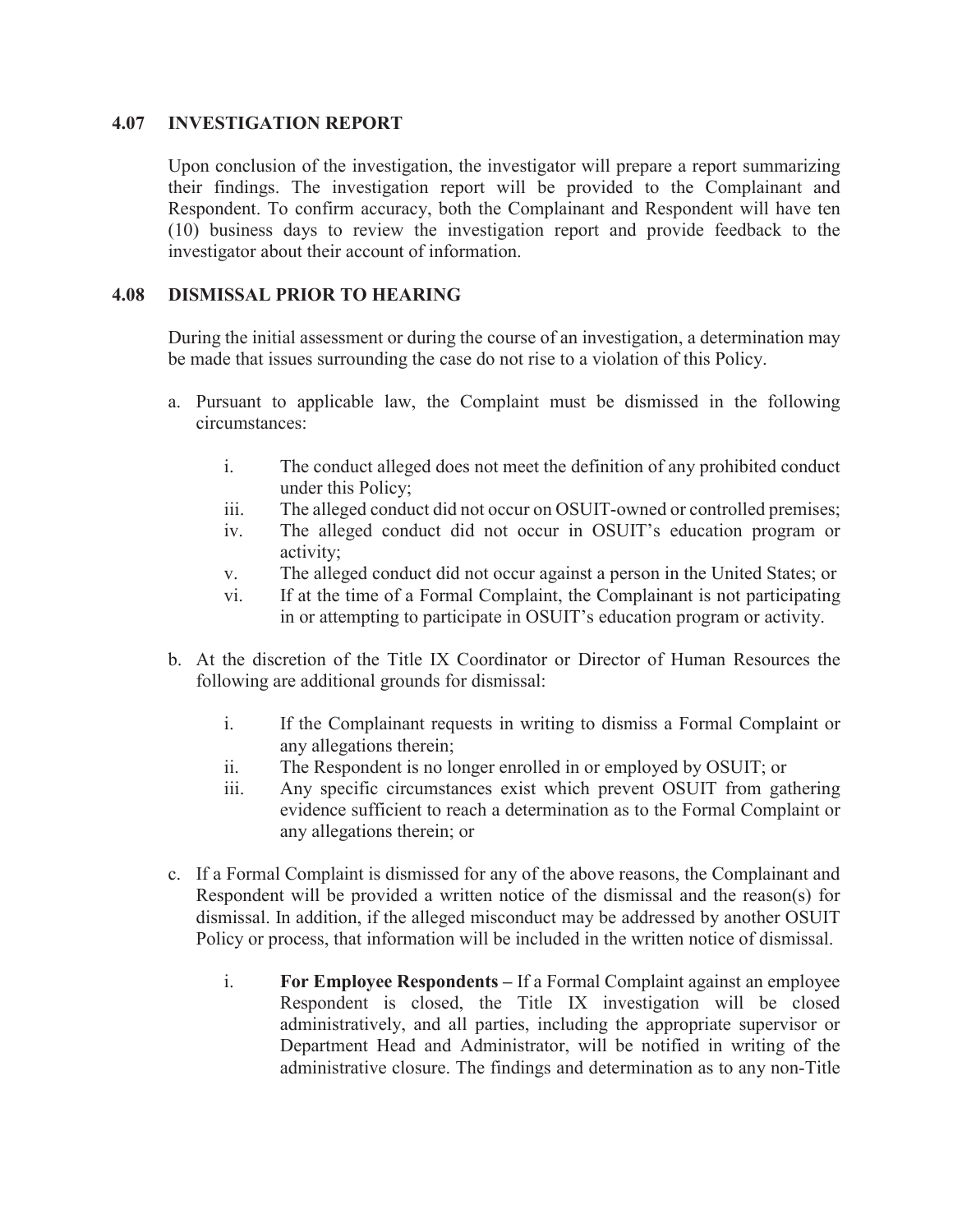### 4.07 INVESTIGATION REPORT

Upon conclusion of the investigation, the investigator will prepare a report summarizing their findings. The investigation report will be provided to the Complainant and Respondent. To confirm accuracy, both the Complainant and Respondent will have ten (10) business days to review the investigation report and provide feedback to the investigator about their account of information.

### 4.08 DISMISSAL PRIOR TO HEARING

During the initial assessment or during the course of an investigation, a determination may be made that issues surrounding the case do not rise to a violation of this Policy.

a. Pursuant to applicable law, the Complaint must be dismissed in the following circumstances:

   i. The conduct alleged does not meet the definition of any prohibited conduct under this Policy;
   iii. The alleged conduct did not occur on OSUIT-owned or controlled premises;
   iv. The alleged conduct did not occur in OSUIT's education program or activity;
   v. The alleged conduct did not occur against a person in the United States; or
   vi. If at the time of a Formal Complaint, the Complainant is not participating in or attempting to participate in OSUIT's education program or activity.

b. At the discretion of the Title IX Coordinator or Director of Human Resources the following are additional grounds for dismissal:

   i. If the Complainant requests in writing to dismiss a Formal Complaint or any allegations therein;
   ii. The Respondent is no longer enrolled in or employed by OSUIT; or
   iii. Any specific circumstances exist which prevent OSUIT from gathering evidence sufficient to reach a determination as to the Formal Complaint or any allegations therein; or

c. If a Formal Complaint is dismissed for any of the above reasons, the Complainant and Respondent will be provided a written notice of the dismissal and the reason(s) for dismissal. In addition, if the alleged misconduct may be addressed by another OSUIT Policy or process, that information will be included in the written notice of dismissal.

   i. **For Employee Respondents –** If a Formal Complaint against an employee Respondent is closed, the Title IX investigation will be closed administratively, and all parties, including the appropriate supervisor or Department Head and Administrator, will be notified in writing of the administrative closure. The findings and determination as to any non-Title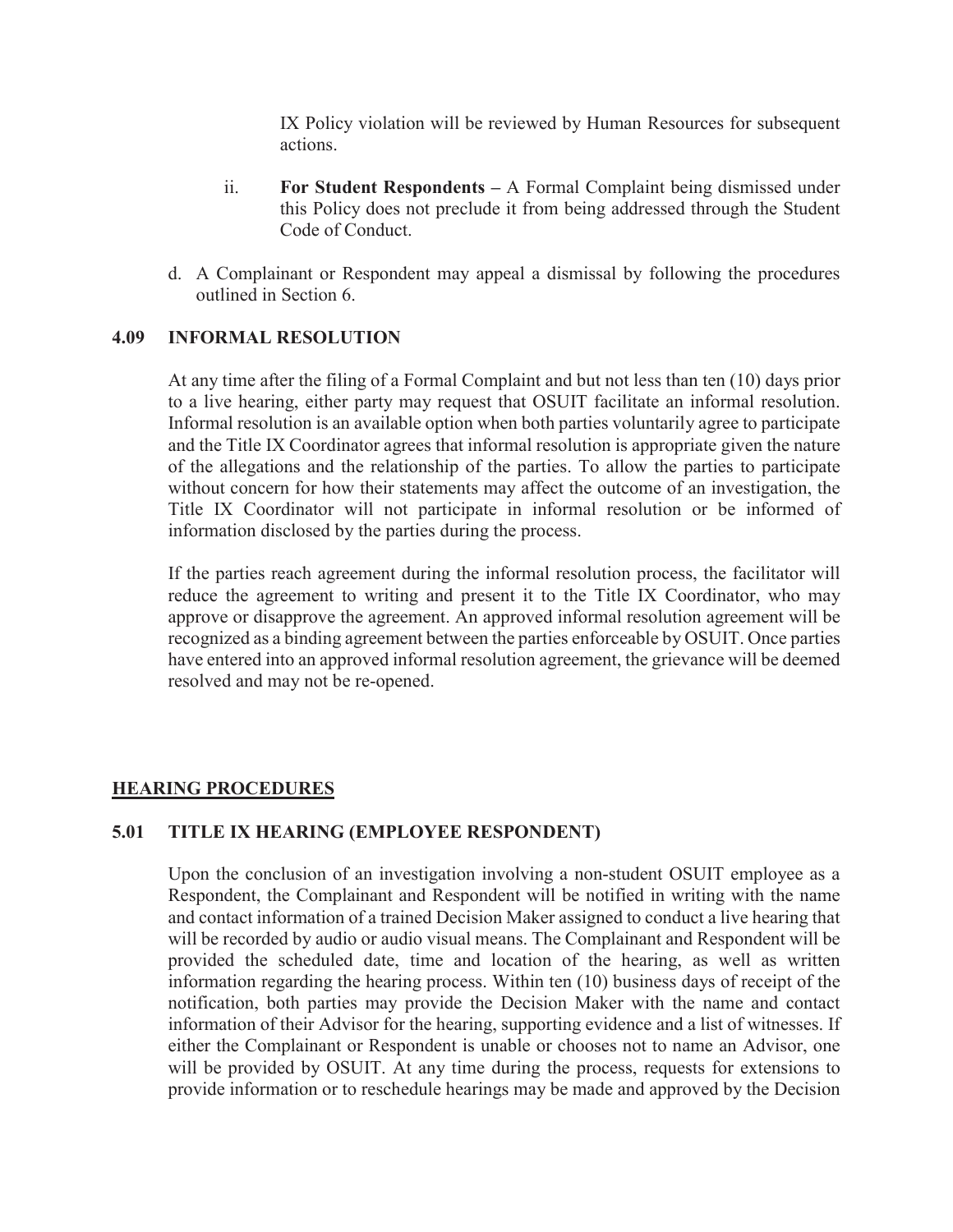IX Policy violation will be reviewed by Human Resources for subsequent actions.

ii. **For Student Respondents –** A Formal Complaint being dismissed under this Policy does not preclude it from being addressed through the Student Code of Conduct.

d. A Complainant or Respondent may appeal a dismissal by following the procedures outlined in Section 6.

### 4.09 INFORMAL RESOLUTION

At any time after the filing of a Formal Complaint and but not less than ten (10) days prior to a live hearing, either party may request that OSUIT facilitate an informal resolution. Informal resolution is an available option when both parties voluntarily agree to participate and the Title IX Coordinator agrees that informal resolution is appropriate given the nature of the allegations and the relationship of the parties. To allow the parties to participate without concern for how their statements may affect the outcome of an investigation, the Title IX Coordinator will not participate in informal resolution or be informed of information disclosed by the parties during the process.

If the parties reach agreement during the informal resolution process, the facilitator will reduce the agreement to writing and present it to the Title IX Coordinator, who may approve or disapprove the agreement. An approved informal resolution agreement will be recognized as a binding agreement between the parties enforceable by OSUIT. Once parties have entered into an approved informal resolution agreement, the grievance will be deemed resolved and may not be re-opened.

## HEARING PROCEDURES

### 5.01 TITLE IX HEARING (EMPLOYEE RESPONDENT)

Upon the conclusion of an investigation involving a non-student OSUIT employee as a Respondent, the Complainant and Respondent will be notified in writing with the name and contact information of a trained Decision Maker assigned to conduct a live hearing that will be recorded by audio or audio visual means. The Complainant and Respondent will be provided the scheduled date, time and location of the hearing, as well as written information regarding the hearing process. Within ten (10) business days of receipt of the notification, both parties may provide the Decision Maker with the name and contact information of their Advisor for the hearing, supporting evidence and a list of witnesses. If either the Complainant or Respondent is unable or chooses not to name an Advisor, one will be provided by OSUIT. At any time during the process, requests for extensions to provide information or to reschedule hearings may be made and approved by the Decision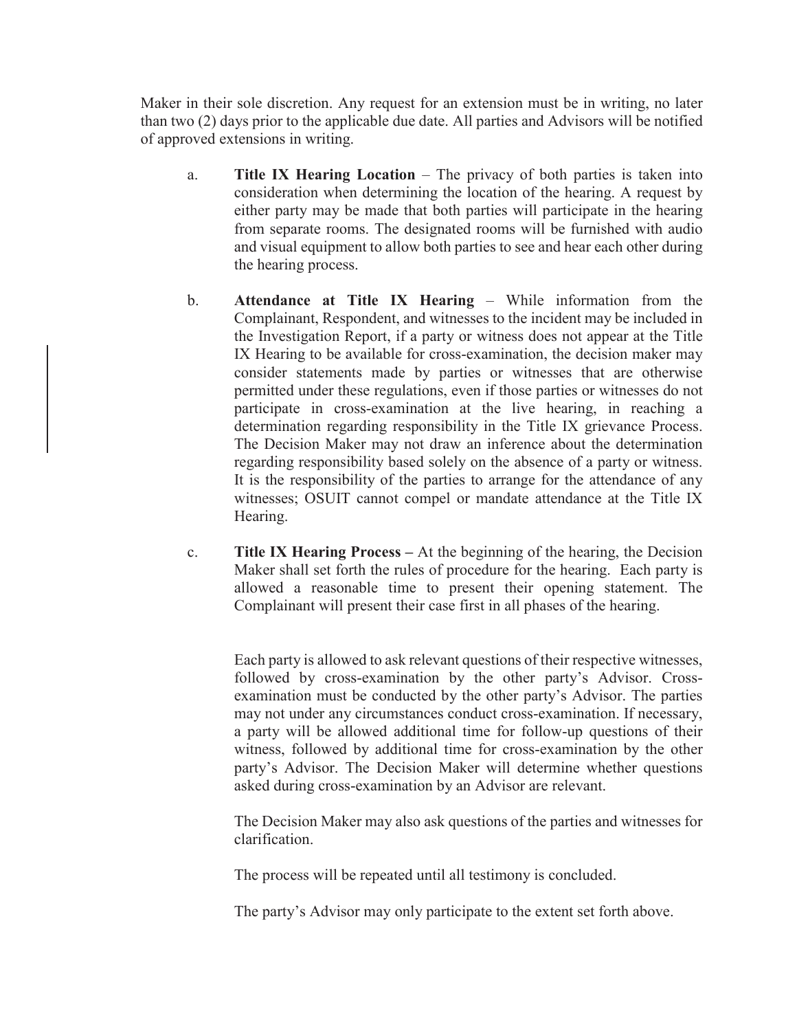Maker in their sole discretion. Any request for an extension must be in writing, no later than two (2) days prior to the applicable due date. All parties and Advisors will be notified of approved extensions in writing.

a. **Title IX Hearing Location** – The privacy of both parties is taken into consideration when determining the location of the hearing. A request by either party may be made that both parties will participate in the hearing from separate rooms. The designated rooms will be furnished with audio and visual equipment to allow both parties to see and hear each other during the hearing process.

b. **Attendance at Title IX Hearing** – While information from the Complainant, Respondent, and witnesses to the incident may be included in the Investigation Report, if a party or witness does not appear at the Title IX Hearing to be available for cross-examination, the decision maker may consider statements made by parties or witnesses that are otherwise permitted under these regulations, even if those parties or witnesses do not participate in cross-examination at the live hearing, in reaching a determination regarding responsibility in the Title IX grievance Process. The Decision Maker may not draw an inference about the determination regarding responsibility based solely on the absence of a party or witness. It is the responsibility of the parties to arrange for the attendance of any witnesses; OSUIT cannot compel or mandate attendance at the Title IX Hearing.

c. **Title IX Hearing Process –** At the beginning of the hearing, the Decision Maker shall set forth the rules of procedure for the hearing. Each party is allowed a reasonable time to present their opening statement. The Complainant will present their case first in all phases of the hearing.

Each party is allowed to ask relevant questions of their respective witnesses, followed by cross-examination by the other party's Advisor. Cross-examination must be conducted by the other party's Advisor. The parties may not under any circumstances conduct cross-examination. If necessary, a party will be allowed additional time for follow-up questions of their witness, followed by additional time for cross-examination by the other party's Advisor. The Decision Maker will determine whether questions asked during cross-examination by an Advisor are relevant.

The Decision Maker may also ask questions of the parties and witnesses for clarification.

The process will be repeated until all testimony is concluded.

The party's Advisor may only participate to the extent set forth above.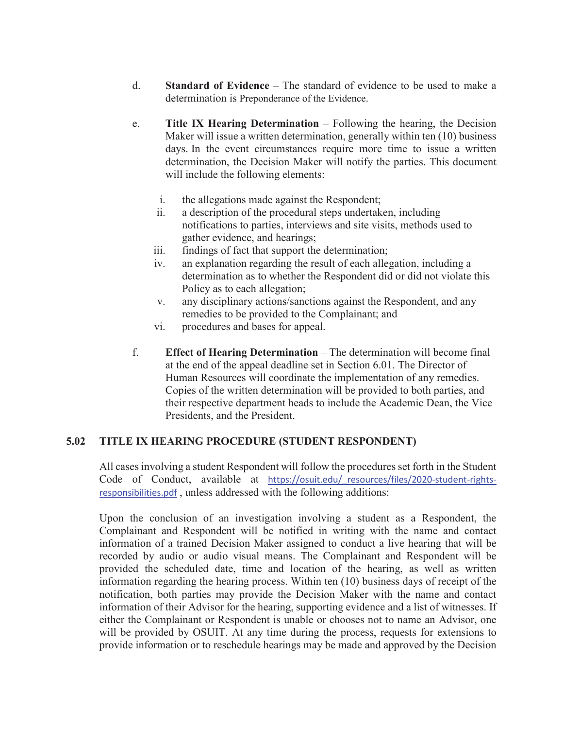d. **Standard of Evidence** – The standard of evidence to be used to make a determination is Preponderance of the Evidence.

e. **Title IX Hearing Determination** – Following the hearing, the Decision Maker will issue a written determination, generally within ten (10) business days. In the event circumstances require more time to issue a written determination, the Decision Maker will notify the parties. This document will include the following elements:

   i. the allegations made against the Respondent;
   ii. a description of the procedural steps undertaken, including notifications to parties, interviews and site visits, methods used to gather evidence, and hearings;
   iii. findings of fact that support the determination;
   iv. an explanation regarding the result of each allegation, including a determination as to whether the Respondent did or did not violate this Policy as to each allegation;
   v. any disciplinary actions/sanctions against the Respondent, and any remedies to be provided to the Complainant; and
   vi. procedures and bases for appeal.

f. **Effect of Hearing Determination** – The determination will become final at the end of the appeal deadline set in Section 6.01. The Director of Human Resources will coordinate the implementation of any remedies. Copies of the written determination will be provided to both parties, and their respective department heads to include the Academic Dean, the Vice Presidents, and the President.

## 5.02 TITLE IX HEARING PROCEDURE (STUDENT RESPONDENT)

All cases involving a student Respondent will follow the procedures set forth in the Student Code of Conduct, available at https://osuit.edu/_resources/files/2020-student-rights-responsibilities.pdf , unless addressed with the following additions:

Upon the conclusion of an investigation involving a student as a Respondent, the Complainant and Respondent will be notified in writing with the name and contact information of a trained Decision Maker assigned to conduct a live hearing that will be recorded by audio or audio visual means. The Complainant and Respondent will be provided the scheduled date, time and location of the hearing, as well as written information regarding the hearing process. Within ten (10) business days of receipt of the notification, both parties may provide the Decision Maker with the name and contact information of their Advisor for the hearing, supporting evidence and a list of witnesses. If either the Complainant or Respondent is unable or chooses not to name an Advisor, one will be provided by OSUIT. At any time during the process, requests for extensions to provide information or to reschedule hearings may be made and approved by the Decision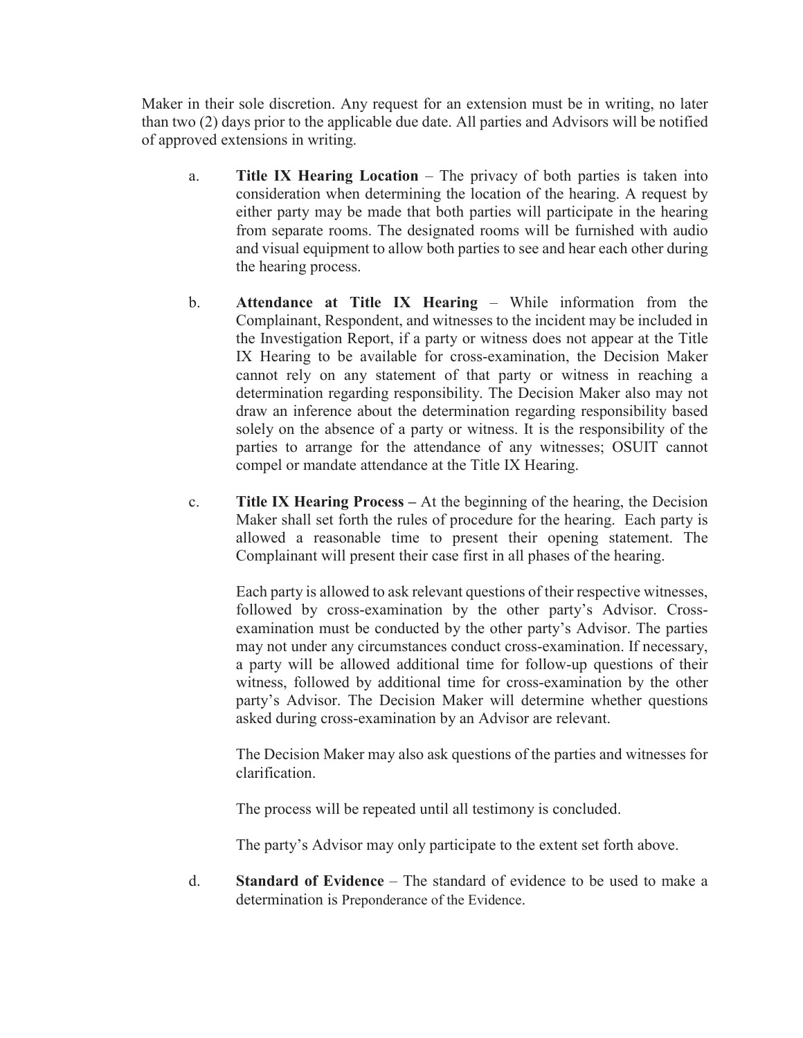Maker in their sole discretion. Any request for an extension must be in writing, no later than two (2) days prior to the applicable due date. All parties and Advisors will be notified of approved extensions in writing.

a. **Title IX Hearing Location** – The privacy of both parties is taken into consideration when determining the location of the hearing. A request by either party may be made that both parties will participate in the hearing from separate rooms. The designated rooms will be furnished with audio and visual equipment to allow both parties to see and hear each other during the hearing process.

b. **Attendance at Title IX Hearing** – While information from the Complainant, Respondent, and witnesses to the incident may be included in the Investigation Report, if a party or witness does not appear at the Title IX Hearing to be available for cross-examination, the Decision Maker cannot rely on any statement of that party or witness in reaching a determination regarding responsibility. The Decision Maker also may not draw an inference about the determination regarding responsibility based solely on the absence of a party or witness. It is the responsibility of the parties to arrange for the attendance of any witnesses; OSUIT cannot compel or mandate attendance at the Title IX Hearing.

c. **Title IX Hearing Process –** At the beginning of the hearing, the Decision Maker shall set forth the rules of procedure for the hearing. Each party is allowed a reasonable time to present their opening statement. The Complainant will present their case first in all phases of the hearing.

   Each party is allowed to ask relevant questions of their respective witnesses, followed by cross-examination by the other party's Advisor. Cross-examination must be conducted by the other party's Advisor. The parties may not under any circumstances conduct cross-examination. If necessary, a party will be allowed additional time for follow-up questions of their witness, followed by additional time for cross-examination by the other party's Advisor. The Decision Maker will determine whether questions asked during cross-examination by an Advisor are relevant.

   The Decision Maker may also ask questions of the parties and witnesses for clarification.

   The process will be repeated until all testimony is concluded.

   The party's Advisor may only participate to the extent set forth above.

d. **Standard of Evidence** – The standard of evidence to be used to make a determination is Preponderance of the Evidence.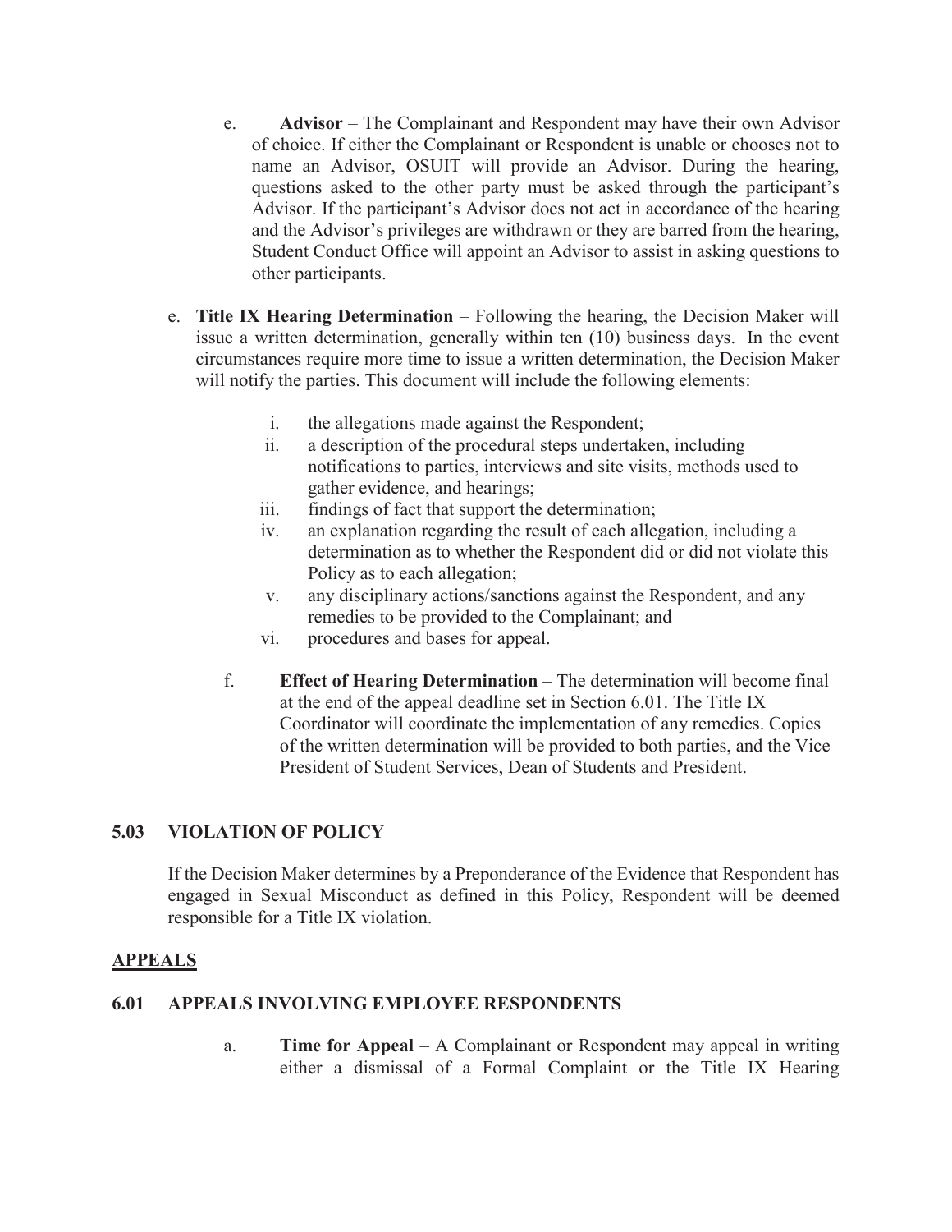e. **Advisor** – The Complainant and Respondent may have their own Advisor of choice. If either the Complainant or Respondent is unable or chooses not to name an Advisor, OSUIT will provide an Advisor. During the hearing, questions asked to the other party must be asked through the participant's Advisor. If the participant's Advisor does not act in accordance of the hearing and the Advisor's privileges are withdrawn or they are barred from the hearing, Student Conduct Office will appoint an Advisor to assist in asking questions to other participants.

e. **Title IX Hearing Determination** – Following the hearing, the Decision Maker will issue a written determination, generally within ten (10) business days. In the event circumstances require more time to issue a written determination, the Decision Maker will notify the parties. This document will include the following elements:

   i. the allegations made against the Respondent;
   ii. a description of the procedural steps undertaken, including notifications to parties, interviews and site visits, methods used to gather evidence, and hearings;
   iii. findings of fact that support the determination;
   iv. an explanation regarding the result of each allegation, including a determination as to whether the Respondent did or did not violate this Policy as to each allegation;
   v. any disciplinary actions/sanctions against the Respondent, and any remedies to be provided to the Complainant; and
   vi. procedures and bases for appeal.

f. **Effect of Hearing Determination** – The determination will become final at the end of the appeal deadline set in Section 6.01. The Title IX Coordinator will coordinate the implementation of any remedies. Copies of the written determination will be provided to both parties, and the Vice President of Student Services, Dean of Students and President.

### 5.03 VIOLATION OF POLICY

If the Decision Maker determines by a Preponderance of the Evidence that Respondent has engaged in Sexual Misconduct as defined in this Policy, Respondent will be deemed responsible for a Title IX violation.

## APPEALS

### 6.01 APPEALS INVOLVING EMPLOYEE RESPONDENTS

a. **Time for Appeal** – A Complainant or Respondent may appeal in writing either a dismissal of a Formal Complaint or the Title IX Hearing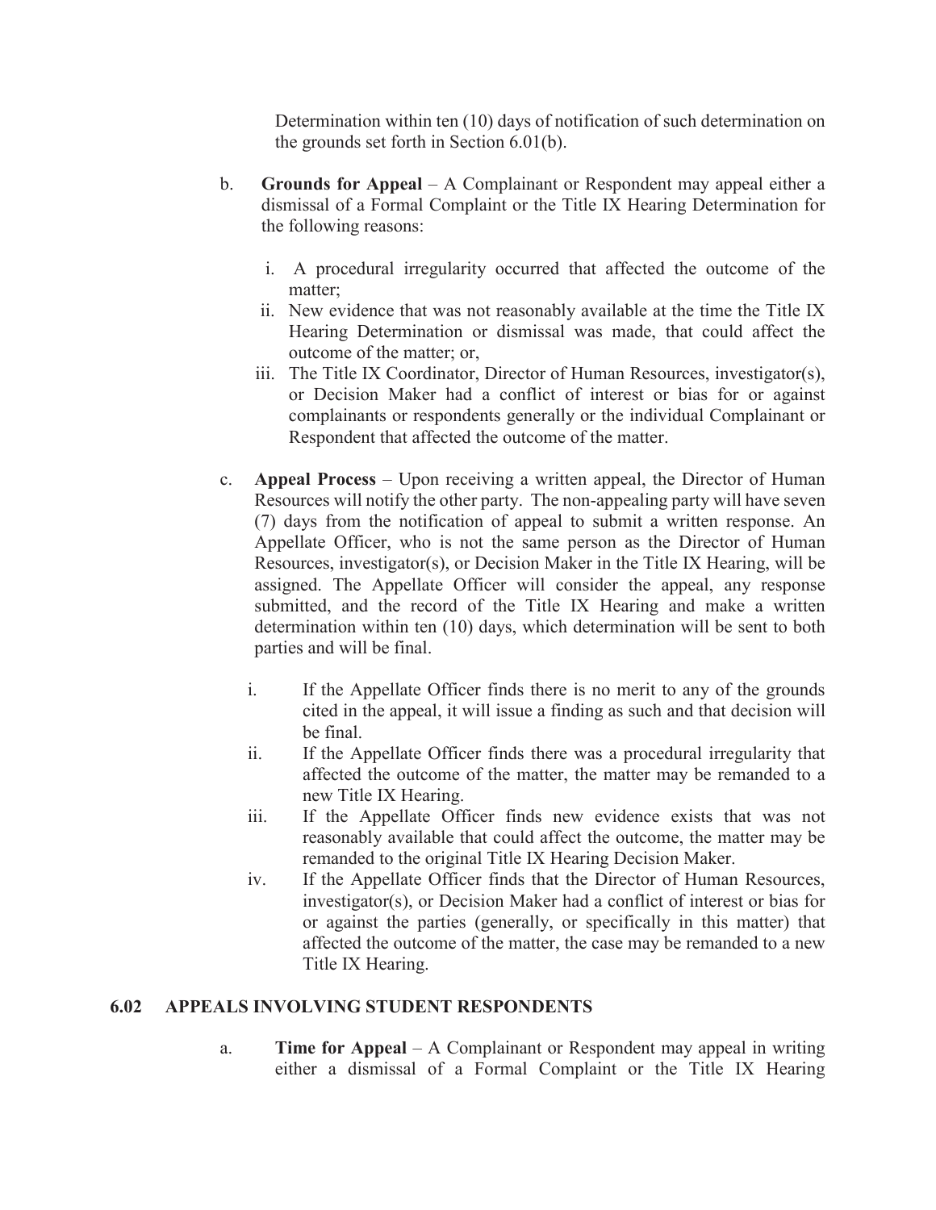Determination within ten (10) days of notification of such determination on the grounds set forth in Section 6.01(b).

b. **Grounds for Appeal** – A Complainant or Respondent may appeal either a dismissal of a Formal Complaint or the Title IX Hearing Determination for the following reasons:

   i. A procedural irregularity occurred that affected the outcome of the matter;
   ii. New evidence that was not reasonably available at the time the Title IX Hearing Determination or dismissal was made, that could affect the outcome of the matter; or,
   iii. The Title IX Coordinator, Director of Human Resources, investigator(s), or Decision Maker had a conflict of interest or bias for or against complainants or respondents generally or the individual Complainant or Respondent that affected the outcome of the matter.

c. **Appeal Process** – Upon receiving a written appeal, the Director of Human Resources will notify the other party. The non-appealing party will have seven (7) days from the notification of appeal to submit a written response. An Appellate Officer, who is not the same person as the Director of Human Resources, investigator(s), or Decision Maker in the Title IX Hearing, will be assigned. The Appellate Officer will consider the appeal, any response submitted, and the record of the Title IX Hearing and make a written determination within ten (10) days, which determination will be sent to both parties and will be final.

   i. If the Appellate Officer finds there is no merit to any of the grounds cited in the appeal, it will issue a finding as such and that decision will be final.
   ii. If the Appellate Officer finds there was a procedural irregularity that affected the outcome of the matter, the matter may be remanded to a new Title IX Hearing.
   iii. If the Appellate Officer finds new evidence exists that was not reasonably available that could affect the outcome, the matter may be remanded to the original Title IX Hearing Decision Maker.
   iv. If the Appellate Officer finds that the Director of Human Resources, investigator(s), or Decision Maker had a conflict of interest or bias for or against the parties (generally, or specifically in this matter) that affected the outcome of the matter, the case may be remanded to a new Title IX Hearing.

### 6.02 APPEALS INVOLVING STUDENT RESPONDENTS

a. **Time for Appeal** – A Complainant or Respondent may appeal in writing either a dismissal of a Formal Complaint or the Title IX Hearing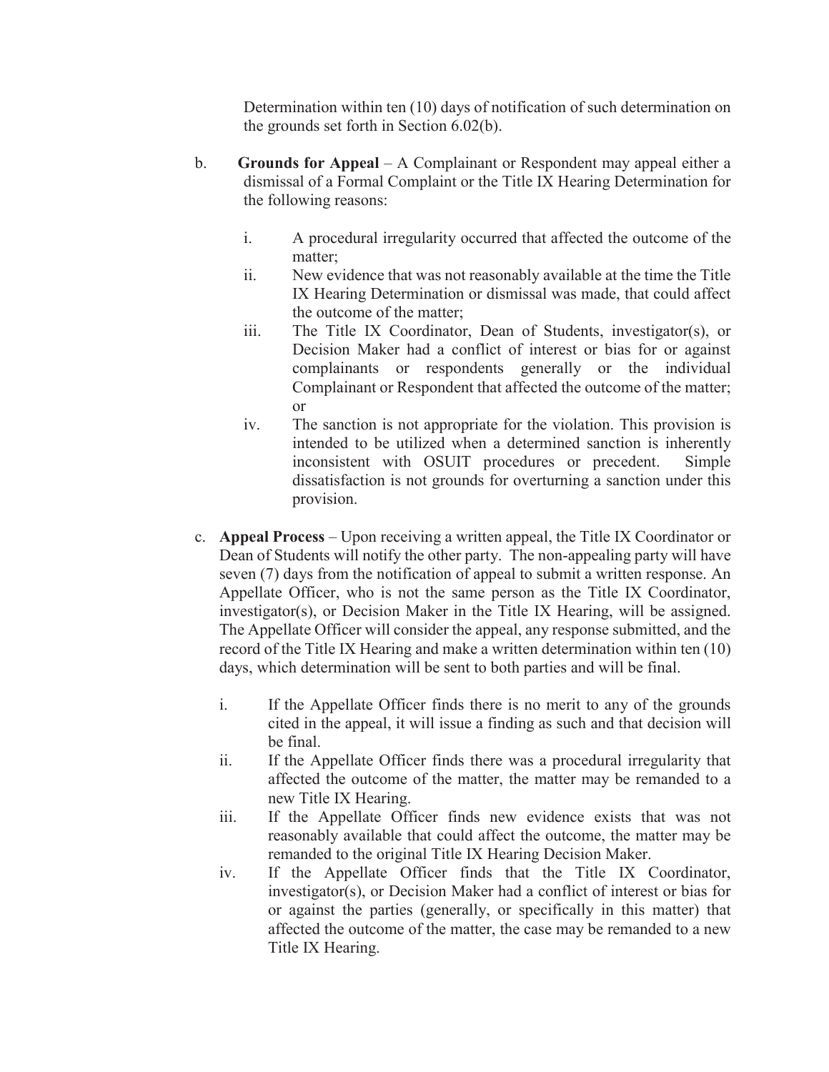Determination within ten (10) days of notification of such determination on the grounds set forth in Section 6.02(b).

b. **Grounds for Appeal** – A Complainant or Respondent may appeal either a dismissal of a Formal Complaint or the Title IX Hearing Determination for the following reasons:

   i. A procedural irregularity occurred that affected the outcome of the matter;
   ii. New evidence that was not reasonably available at the time the Title IX Hearing Determination or dismissal was made, that could affect the outcome of the matter;
   iii. The Title IX Coordinator, Dean of Students, investigator(s), or Decision Maker had a conflict of interest or bias for or against complainants or respondents generally or the individual Complainant or Respondent that affected the outcome of the matter; or
   iv. The sanction is not appropriate for the violation. This provision is intended to be utilized when a determined sanction is inherently inconsistent with OSUIT procedures or precedent. Simple dissatisfaction is not grounds for overturning a sanction under this provision.

c. **Appeal Process** – Upon receiving a written appeal, the Title IX Coordinator or Dean of Students will notify the other party. The non-appealing party will have seven (7) days from the notification of appeal to submit a written response. An Appellate Officer, who is not the same person as the Title IX Coordinator, investigator(s), or Decision Maker in the Title IX Hearing, will be assigned. The Appellate Officer will consider the appeal, any response submitted, and the record of the Title IX Hearing and make a written determination within ten (10) days, which determination will be sent to both parties and will be final.

   i. If the Appellate Officer finds there is no merit to any of the grounds cited in the appeal, it will issue a finding as such and that decision will be final.
   ii. If the Appellate Officer finds there was a procedural irregularity that affected the outcome of the matter, the matter may be remanded to a new Title IX Hearing.
   iii. If the Appellate Officer finds new evidence exists that was not reasonably available that could affect the outcome, the matter may be remanded to the original Title IX Hearing Decision Maker.
   iv. If the Appellate Officer finds that the Title IX Coordinator, investigator(s), or Decision Maker had a conflict of interest or bias for or against the parties (generally, or specifically in this matter) that affected the outcome of the matter, the case may be remanded to a new Title IX Hearing.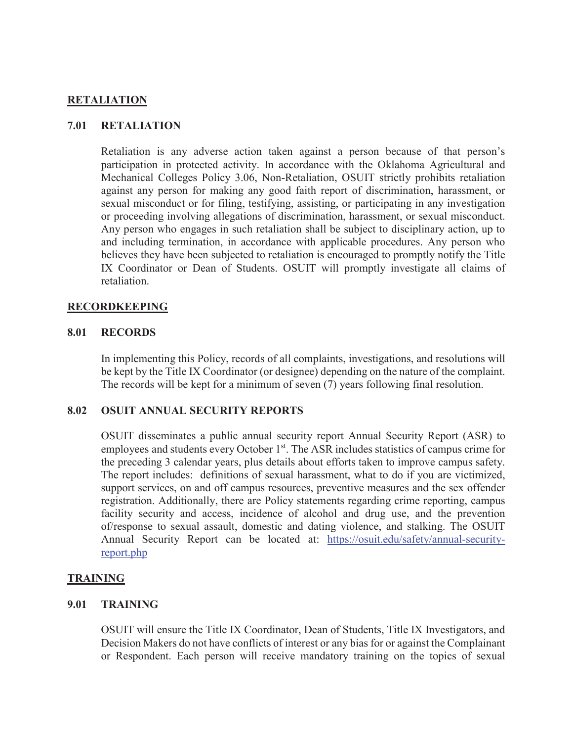## RETALIATION

### 7.01 RETALIATION

Retaliation is any adverse action taken against a person because of that person's participation in protected activity. In accordance with the Oklahoma Agricultural and Mechanical Colleges Policy 3.06, Non-Retaliation, OSUIT strictly prohibits retaliation against any person for making any good faith report of discrimination, harassment, or sexual misconduct or for filing, testifying, assisting, or participating in any investigation or proceeding involving allegations of discrimination, harassment, or sexual misconduct. Any person who engages in such retaliation shall be subject to disciplinary action, up to and including termination, in accordance with applicable procedures. Any person who believes they have been subjected to retaliation is encouraged to promptly notify the Title IX Coordinator or Dean of Students. OSUIT will promptly investigate all claims of retaliation.

## RECORDKEEPING

### 8.01 RECORDS

In implementing this Policy, records of all complaints, investigations, and resolutions will be kept by the Title IX Coordinator (or designee) depending on the nature of the complaint. The records will be kept for a minimum of seven (7) years following final resolution.

### 8.02 OSUIT ANNUAL SECURITY REPORTS

OSUIT disseminates a public annual security report Annual Security Report (ASR) to employees and students every October 1st. The ASR includes statistics of campus crime for the preceding 3 calendar years, plus details about efforts taken to improve campus safety. The report includes: definitions of sexual harassment, what to do if you are victimized, support services, on and off campus resources, preventive measures and the sex offender registration. Additionally, there are Policy statements regarding crime reporting, campus facility security and access, incidence of alcohol and drug use, and the prevention of/response to sexual assault, domestic and dating violence, and stalking. The OSUIT Annual Security Report can be located at: [https://osuit.edu/safety/annual-security-report.php](https://osuit.edu/safety/annual-security-report.php)

## TRAINING

### 9.01 TRAINING

OSUIT will ensure the Title IX Coordinator, Dean of Students, Title IX Investigators, and Decision Makers do not have conflicts of interest or any bias for or against the Complainant or Respondent. Each person will receive mandatory training on the topics of sexual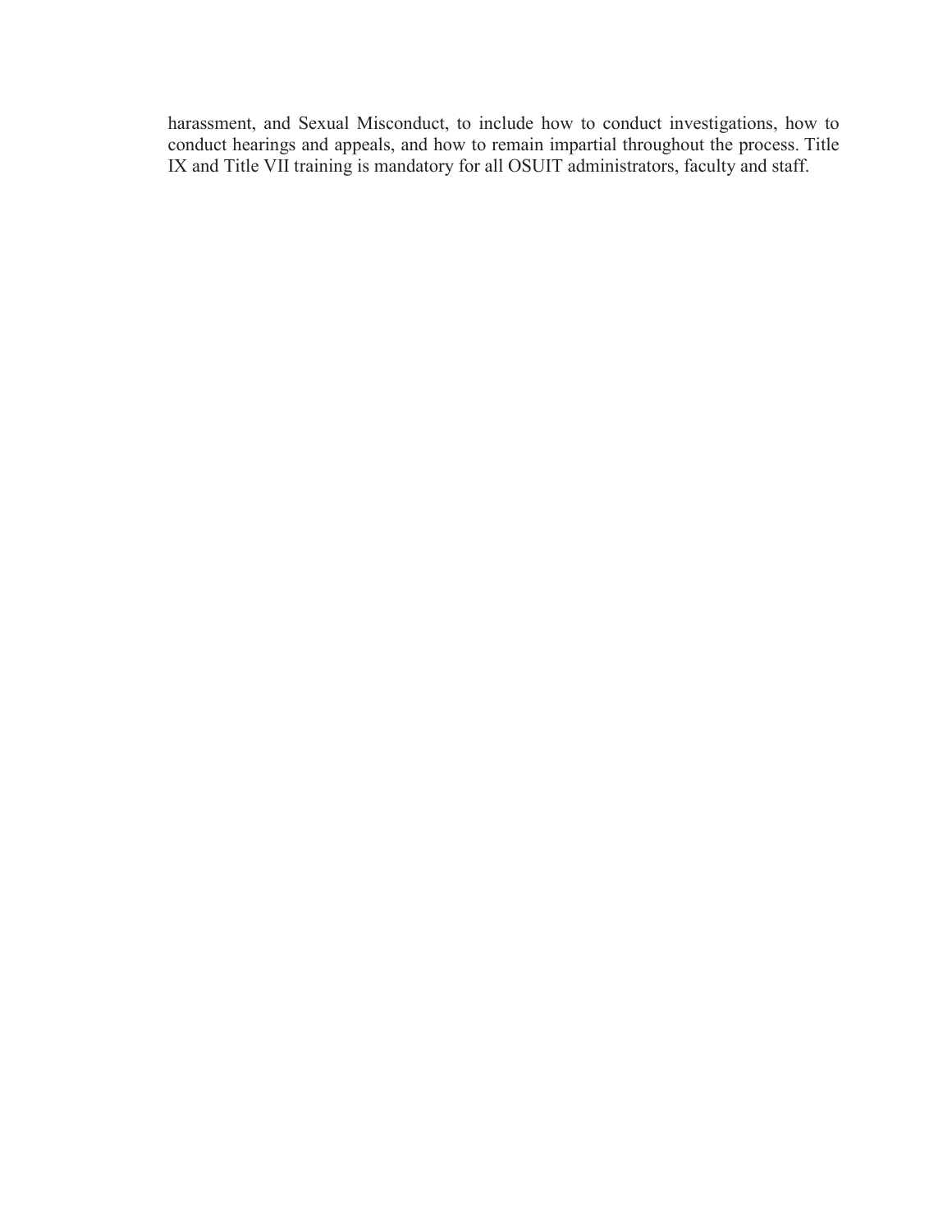harassment, and Sexual Misconduct, to include how to conduct investigations, how to conduct hearings and appeals, and how to remain impartial throughout the process. Title IX and Title VII training is mandatory for all OSUIT administrators, faculty and staff.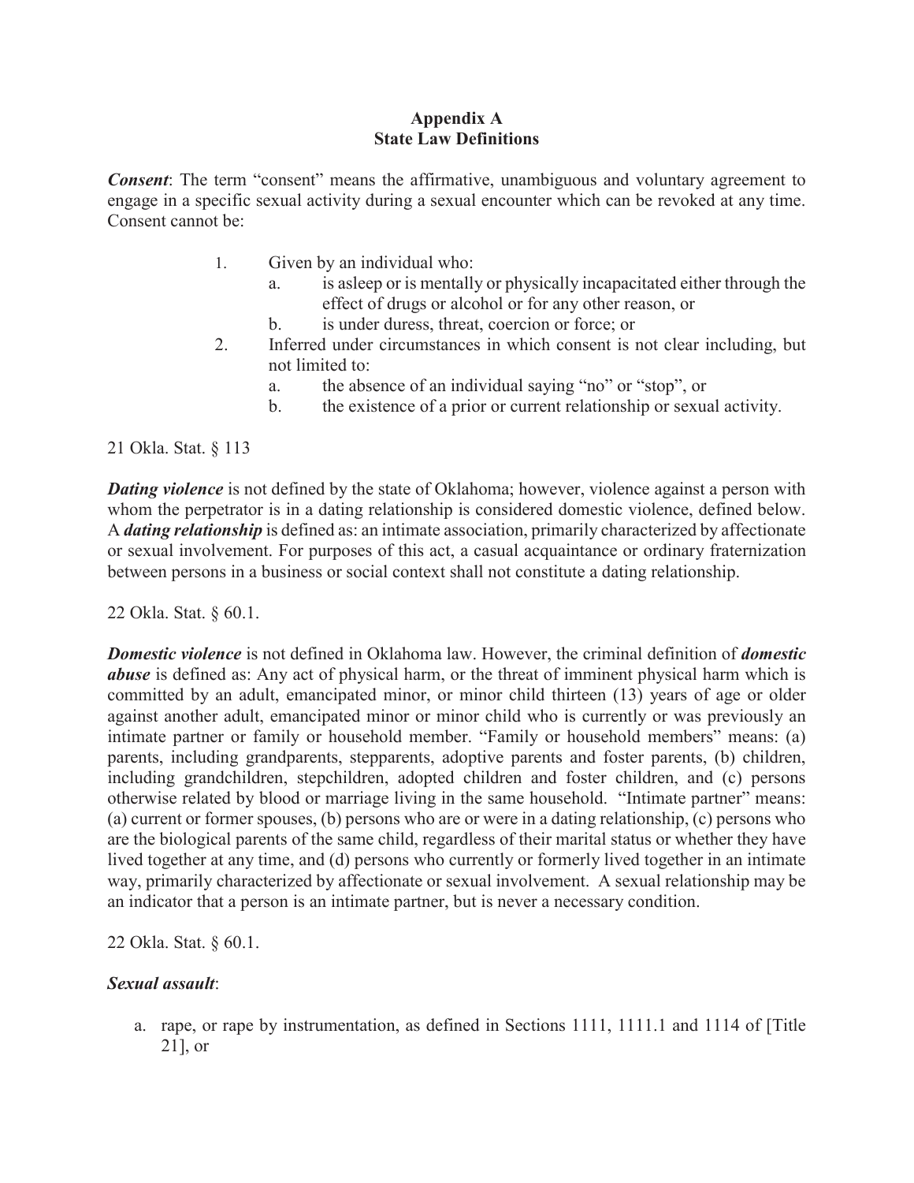## Appendix A
## State Law Definitions

***Consent***: The term "consent" means the affirmative, unambiguous and voluntary agreement to engage in a specific sexual activity during a sexual encounter which can be revoked at any time. Consent cannot be:

1. Given by an individual who:
   a. is asleep or is mentally or physically incapacitated either through the effect of drugs or alcohol or for any other reason, or
   b. is under duress, threat, coercion or force; or
2. Inferred under circumstances in which consent is not clear including, but not limited to:
   a. the absence of an individual saying "no" or "stop", or
   b. the existence of a prior or current relationship or sexual activity.

21 Okla. Stat. § 113

***Dating violence*** is not defined by the state of Oklahoma; however, violence against a person with whom the perpetrator is in a dating relationship is considered domestic violence, defined below. A ***dating relationship*** is defined as: an intimate association, primarily characterized by affectionate or sexual involvement. For purposes of this act, a casual acquaintance or ordinary fraternization between persons in a business or social context shall not constitute a dating relationship.

22 Okla. Stat. § 60.1.

***Domestic violence*** is not defined in Oklahoma law. However, the criminal definition of ***domestic abuse*** is defined as: Any act of physical harm, or the threat of imminent physical harm which is committed by an adult, emancipated minor, or minor child thirteen (13) years of age or older against another adult, emancipated minor or minor child who is currently or was previously an intimate partner or family or household member. "Family or household members" means: (a) parents, including grandparents, stepparents, adoptive parents and foster parents, (b) children, including grandchildren, stepchildren, adopted children and foster children, and (c) persons otherwise related by blood or marriage living in the same household. "Intimate partner" means: (a) current or former spouses, (b) persons who are or were in a dating relationship, (c) persons who are the biological parents of the same child, regardless of their marital status or whether they have lived together at any time, and (d) persons who currently or formerly lived together in an intimate way, primarily characterized by affectionate or sexual involvement. A sexual relationship may be an indicator that a person is an intimate partner, but is never a necessary condition.

22 Okla. Stat. § 60.1.

***Sexual assault***:

a. rape, or rape by instrumentation, as defined in Sections 1111, 1111.1 and 1114 of [Title 21], or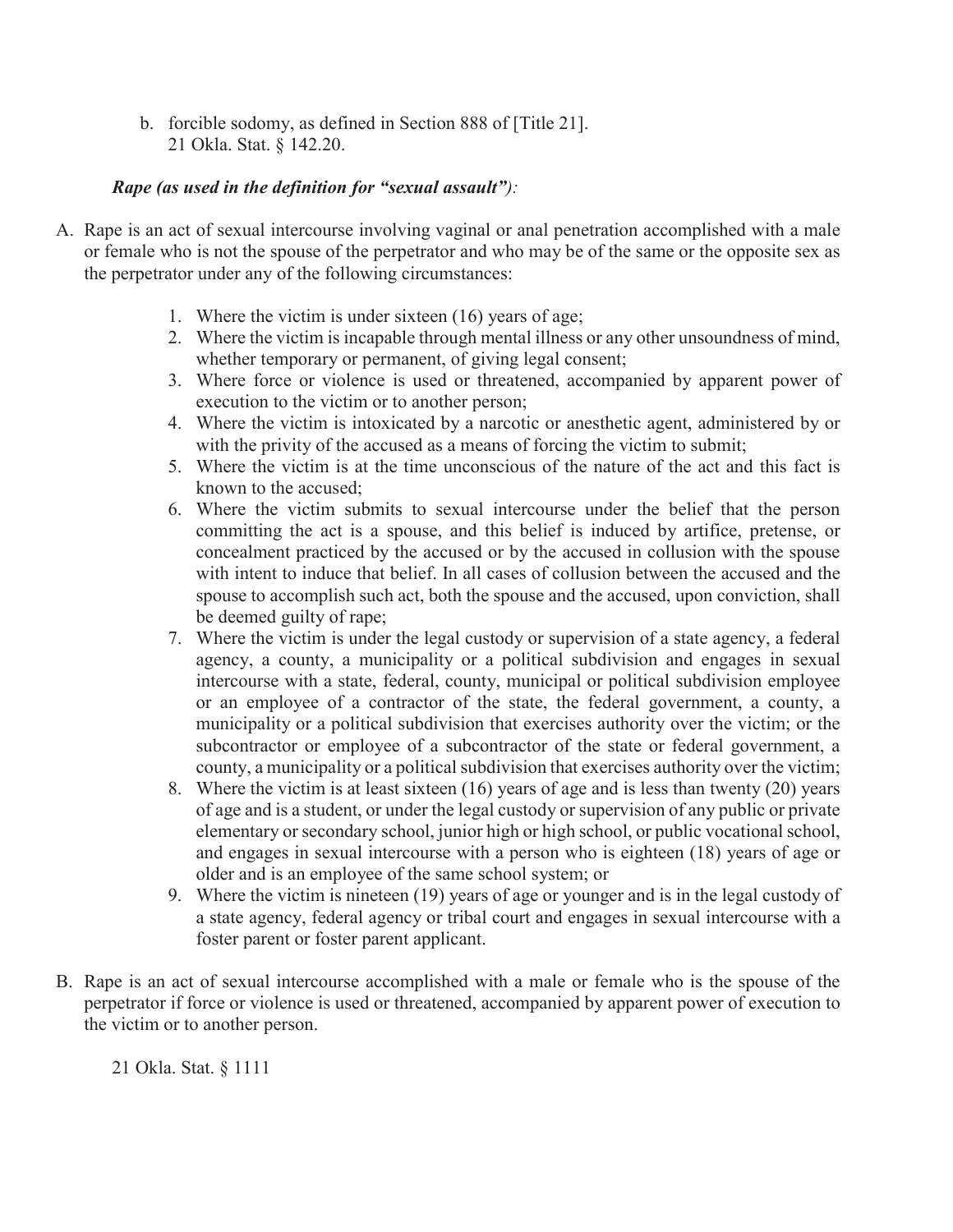b. forcible sodomy, as defined in Section 888 of [Title 21].
   21 Okla. Stat. § 142.20.

***Rape (as used in the definition for "sexual assault")*:**

A. Rape is an act of sexual intercourse involving vaginal or anal penetration accomplished with a male or female who is not the spouse of the perpetrator and who may be of the same or the opposite sex as the perpetrator under any of the following circumstances:

   1. Where the victim is under sixteen (16) years of age;
   2. Where the victim is incapable through mental illness or any other unsoundness of mind, whether temporary or permanent, of giving legal consent;
   3. Where force or violence is used or threatened, accompanied by apparent power of execution to the victim or to another person;
   4. Where the victim is intoxicated by a narcotic or anesthetic agent, administered by or with the privity of the accused as a means of forcing the victim to submit;
   5. Where the victim is at the time unconscious of the nature of the act and this fact is known to the accused;
   6. Where the victim submits to sexual intercourse under the belief that the person committing the act is a spouse, and this belief is induced by artifice, pretense, or concealment practiced by the accused or by the accused in collusion with the spouse with intent to induce that belief. In all cases of collusion between the accused and the spouse to accomplish such act, both the spouse and the accused, upon conviction, shall be deemed guilty of rape;
   7. Where the victim is under the legal custody or supervision of a state agency, a federal agency, a county, a municipality or a political subdivision and engages in sexual intercourse with a state, federal, county, municipal or political subdivision employee or an employee of a contractor of the state, the federal government, a county, a municipality or a political subdivision that exercises authority over the victim; or the subcontractor or employee of a subcontractor of the state or federal government, a county, a municipality or a political subdivision that exercises authority over the victim;
   8. Where the victim is at least sixteen (16) years of age and is less than twenty (20) years of age and is a student, or under the legal custody or supervision of any public or private elementary or secondary school, junior high or high school, or public vocational school, and engages in sexual intercourse with a person who is eighteen (18) years of age or older and is an employee of the same school system; or
   9. Where the victim is nineteen (19) years of age or younger and is in the legal custody of a state agency, federal agency or tribal court and engages in sexual intercourse with a foster parent or foster parent applicant.

B. Rape is an act of sexual intercourse accomplished with a male or female who is the spouse of the perpetrator if force or violence is used or threatened, accompanied by apparent power of execution to the victim or to another person.

   21 Okla. Stat. § 1111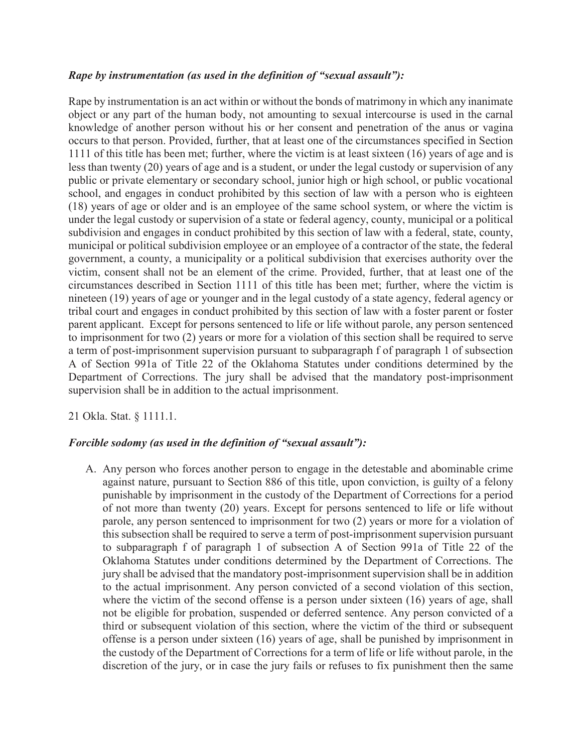***Rape by instrumentation (as used in the definition of "sexual assault"):***

Rape by instrumentation is an act within or without the bonds of matrimony in which any inanimate object or any part of the human body, not amounting to sexual intercourse is used in the carnal knowledge of another person without his or her consent and penetration of the anus or vagina occurs to that person. Provided, further, that at least one of the circumstances specified in Section 1111 of this title has been met; further, where the victim is at least sixteen (16) years of age and is less than twenty (20) years of age and is a student, or under the legal custody or supervision of any public or private elementary or secondary school, junior high or high school, or public vocational school, and engages in conduct prohibited by this section of law with a person who is eighteen (18) years of age or older and is an employee of the same school system, or where the victim is under the legal custody or supervision of a state or federal agency, county, municipal or a political subdivision and engages in conduct prohibited by this section of law with a federal, state, county, municipal or political subdivision employee or an employee of a contractor of the state, the federal government, a county, a municipality or a political subdivision that exercises authority over the victim, consent shall not be an element of the crime. Provided, further, that at least one of the circumstances described in Section 1111 of this title has been met; further, where the victim is nineteen (19) years of age or younger and in the legal custody of a state agency, federal agency or tribal court and engages in conduct prohibited by this section of law with a foster parent or foster parent applicant. Except for persons sentenced to life or life without parole, any person sentenced to imprisonment for two (2) years or more for a violation of this section shall be required to serve a term of post-imprisonment supervision pursuant to subparagraph f of paragraph 1 of subsection A of Section 991a of Title 22 of the Oklahoma Statutes under conditions determined by the Department of Corrections. The jury shall be advised that the mandatory post-imprisonment supervision shall be in addition to the actual imprisonment.

21 Okla. Stat. § 1111.1.

***Forcible sodomy (as used in the definition of "sexual assault"):***

A. Any person who forces another person to engage in the detestable and abominable crime against nature, pursuant to Section 886 of this title, upon conviction, is guilty of a felony punishable by imprisonment in the custody of the Department of Corrections for a period of not more than twenty (20) years. Except for persons sentenced to life or life without parole, any person sentenced to imprisonment for two (2) years or more for a violation of this subsection shall be required to serve a term of post-imprisonment supervision pursuant to subparagraph f of paragraph 1 of subsection A of Section 991a of Title 22 of the Oklahoma Statutes under conditions determined by the Department of Corrections. The jury shall be advised that the mandatory post-imprisonment supervision shall be in addition to the actual imprisonment. Any person convicted of a second violation of this section, where the victim of the second offense is a person under sixteen (16) years of age, shall not be eligible for probation, suspended or deferred sentence. Any person convicted of a third or subsequent violation of this section, where the victim of the third or subsequent offense is a person under sixteen (16) years of age, shall be punished by imprisonment in the custody of the Department of Corrections for a term of life or life without parole, in the discretion of the jury, or in case the jury fails or refuses to fix punishment then the same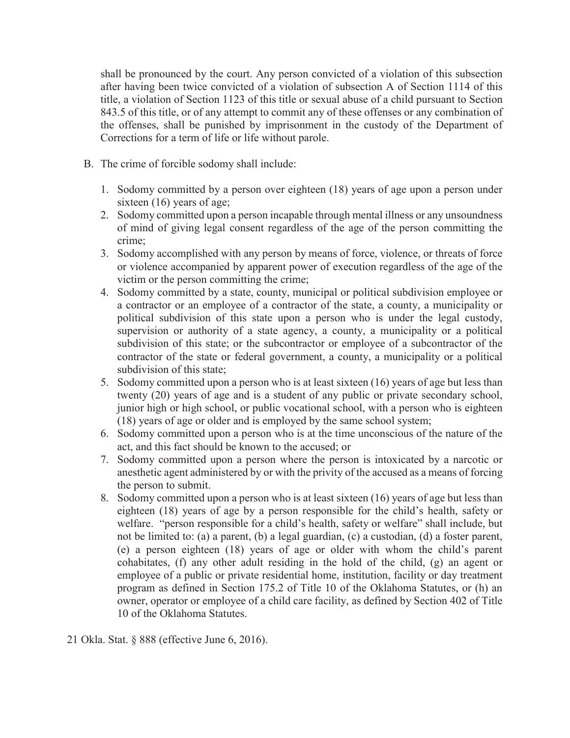shall be pronounced by the court. Any person convicted of a violation of this subsection after having been twice convicted of a violation of subsection A of Section 1114 of this title, a violation of Section 1123 of this title or sexual abuse of a child pursuant to Section 843.5 of this title, or of any attempt to commit any of these offenses or any combination of the offenses, shall be punished by imprisonment in the custody of the Department of Corrections for a term of life or life without parole.

B. The crime of forcible sodomy shall include:

1. Sodomy committed by a person over eighteen (18) years of age upon a person under sixteen (16) years of age;
2. Sodomy committed upon a person incapable through mental illness or any unsoundness of mind of giving legal consent regardless of the age of the person committing the crime;
3. Sodomy accomplished with any person by means of force, violence, or threats of force or violence accompanied by apparent power of execution regardless of the age of the victim or the person committing the crime;
4. Sodomy committed by a state, county, municipal or political subdivision employee or a contractor or an employee of a contractor of the state, a county, a municipality or political subdivision of this state upon a person who is under the legal custody, supervision or authority of a state agency, a county, a municipality or a political subdivision of this state; or the subcontractor or employee of a subcontractor of the contractor of the state or federal government, a county, a municipality or a political subdivision of this state;
5. Sodomy committed upon a person who is at least sixteen (16) years of age but less than twenty (20) years of age and is a student of any public or private secondary school, junior high or high school, or public vocational school, with a person who is eighteen (18) years of age or older and is employed by the same school system;
6. Sodomy committed upon a person who is at the time unconscious of the nature of the act, and this fact should be known to the accused; or
7. Sodomy committed upon a person where the person is intoxicated by a narcotic or anesthetic agent administered by or with the privity of the accused as a means of forcing the person to submit.
8. Sodomy committed upon a person who is at least sixteen (16) years of age but less than eighteen (18) years of age by a person responsible for the child's health, safety or welfare. "person responsible for a child's health, safety or welfare" shall include, but not be limited to: (a) a parent, (b) a legal guardian, (c) a custodian, (d) a foster parent, (e) a person eighteen (18) years of age or older with whom the child's parent cohabitates, (f) any other adult residing in the hold of the child, (g) an agent or employee of a public or private residential home, institution, facility or day treatment program as defined in Section 175.2 of Title 10 of the Oklahoma Statutes, or (h) an owner, operator or employee of a child care facility, as defined by Section 402 of Title 10 of the Oklahoma Statutes.

21 Okla. Stat. § 888 (effective June 6, 2016).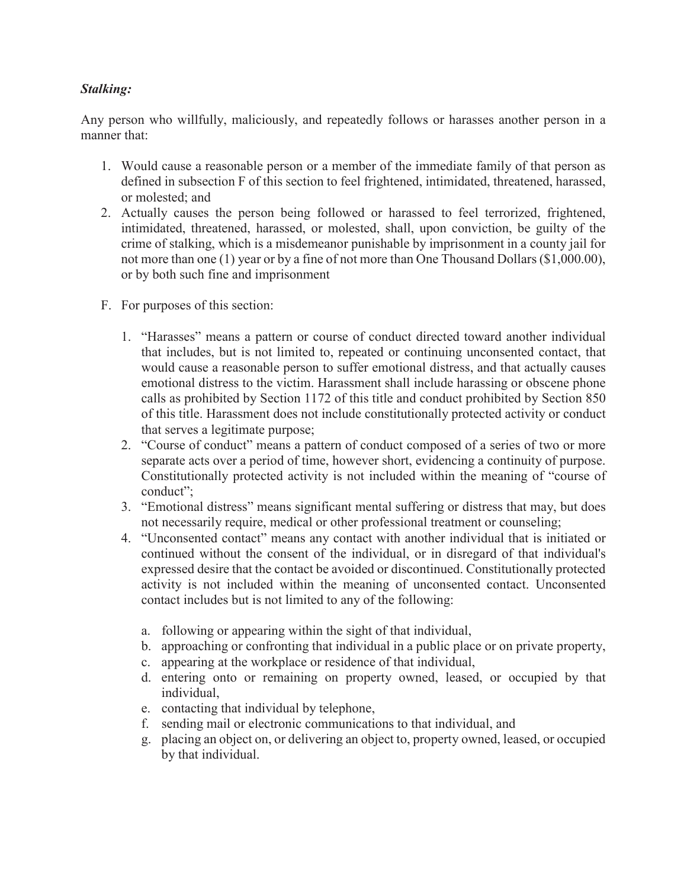***Stalking:***

Any person who willfully, maliciously, and repeatedly follows or harasses another person in a manner that:

1. Would cause a reasonable person or a member of the immediate family of that person as defined in subsection F of this section to feel frightened, intimidated, threatened, harassed, or molested; and
2. Actually causes the person being followed or harassed to feel terrorized, frightened, intimidated, threatened, harassed, or molested, shall, upon conviction, be guilty of the crime of stalking, which is a misdemeanor punishable by imprisonment in a county jail for not more than one (1) year or by a fine of not more than One Thousand Dollars ($1,000.00), or by both such fine and imprisonment

F. For purposes of this section:

1. "Harasses" means a pattern or course of conduct directed toward another individual that includes, but is not limited to, repeated or continuing unconsented contact, that would cause a reasonable person to suffer emotional distress, and that actually causes emotional distress to the victim. Harassment shall include harassing or obscene phone calls as prohibited by Section 1172 of this title and conduct prohibited by Section 850 of this title. Harassment does not include constitutionally protected activity or conduct that serves a legitimate purpose;
2. "Course of conduct" means a pattern of conduct composed of a series of two or more separate acts over a period of time, however short, evidencing a continuity of purpose. Constitutionally protected activity is not included within the meaning of "course of conduct";
3. "Emotional distress" means significant mental suffering or distress that may, but does not necessarily require, medical or other professional treatment or counseling;
4. "Unconsented contact" means any contact with another individual that is initiated or continued without the consent of the individual, or in disregard of that individual's expressed desire that the contact be avoided or discontinued. Constitutionally protected activity is not included within the meaning of unconsented contact. Unconsented contact includes but is not limited to any of the following:

    a. following or appearing within the sight of that individual,
    b. approaching or confronting that individual in a public place or on private property,
    c. appearing at the workplace or residence of that individual,
    d. entering onto or remaining on property owned, leased, or occupied by that individual,
    e. contacting that individual by telephone,
    f. sending mail or electronic communications to that individual, and
    g. placing an object on, or delivering an object to, property owned, leased, or occupied by that individual.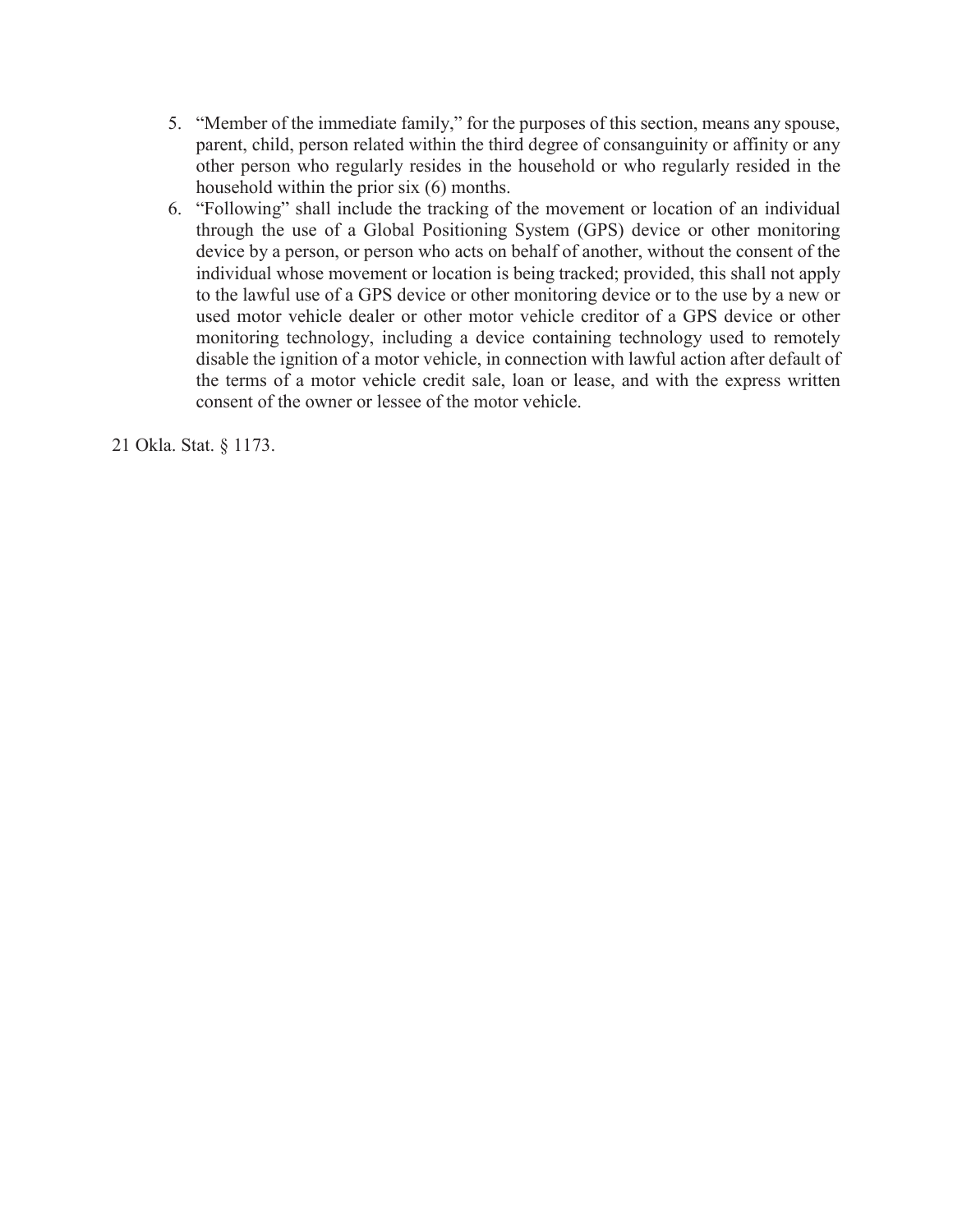5. "Member of the immediate family," for the purposes of this section, means any spouse, parent, child, person related within the third degree of consanguinity or affinity or any other person who regularly resides in the household or who regularly resided in the household within the prior six (6) months.
6. "Following" shall include the tracking of the movement or location of an individual through the use of a Global Positioning System (GPS) device or other monitoring device by a person, or person who acts on behalf of another, without the consent of the individual whose movement or location is being tracked; provided, this shall not apply to the lawful use of a GPS device or other monitoring device or to the use by a new or used motor vehicle dealer or other motor vehicle creditor of a GPS device or other monitoring technology, including a device containing technology used to remotely disable the ignition of a motor vehicle, in connection with lawful action after default of the terms of a motor vehicle credit sale, loan or lease, and with the express written consent of the owner or lessee of the motor vehicle.

21 Okla. Stat. § 1173.